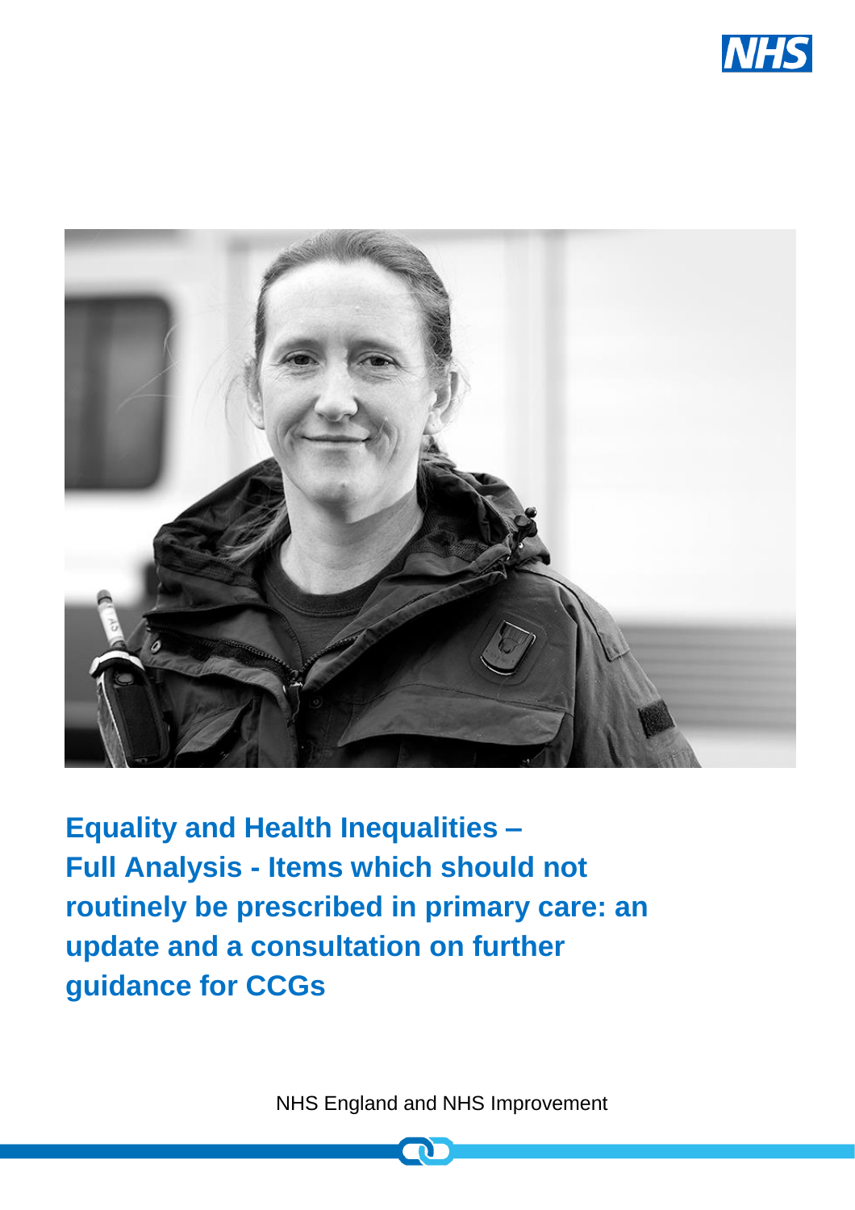# Equality and Health Inequalities – Full Analysis - Items which should not routinely be prescribed in primary care: an update and a consultation on further guidance for CCGs

NHS England and NHS Improvement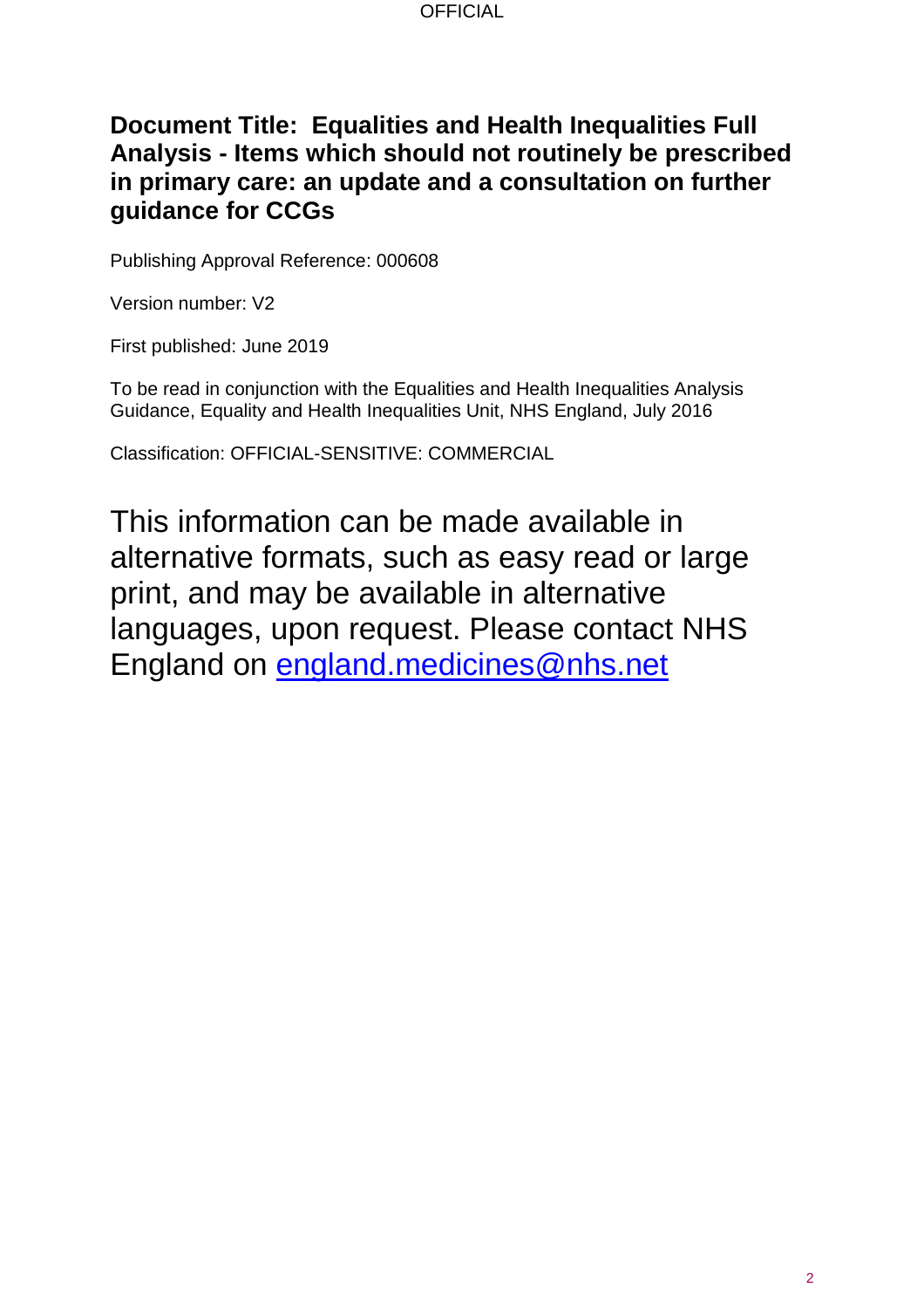**Document Title: Equalities and Health Inequalities Full Analysis - Items which should not routinely be prescribed in primary care: an update and a consultation on further guidance for CCGs**

Publishing Approval Reference: 000608

Version number: V2

First published: June 2019

To be read in conjunction with the Equalities and Health Inequalities Analysis Guidance, Equality and Health Inequalities Unit, NHS England, July 2016

Classification: OFFICIAL-SENSITIVE: COMMERCIAL

This information can be made available in alternative formats, such as easy read or large print, and may be available in alternative languages, upon request. Please contact NHS England on [england.medicines@nhs.net](mailto:england.medicines@nhs.net)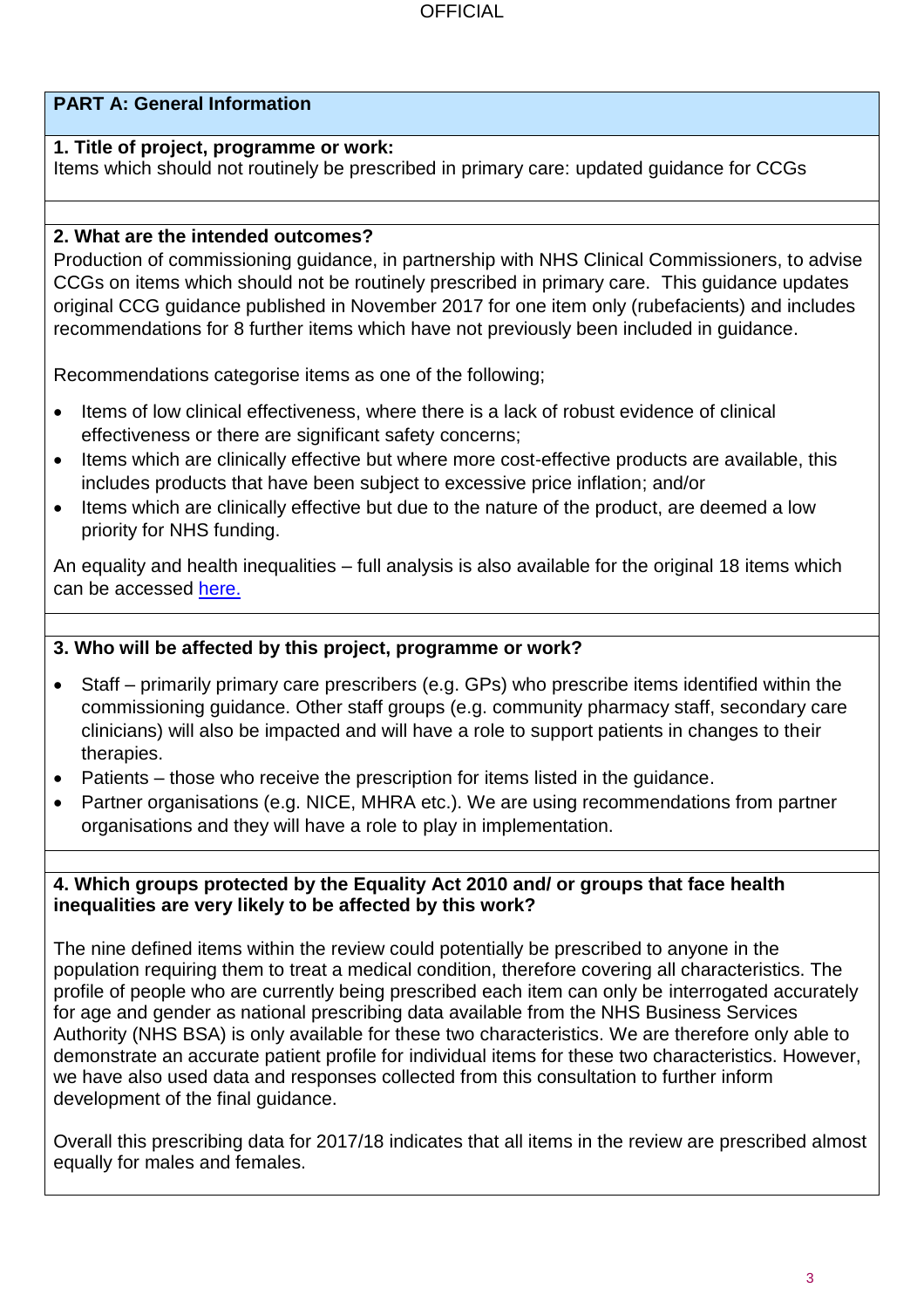## PART A: General Information

**1. Title of project, programme or work:**
Items which should not routinely be prescribed in primary care: updated guidance for CCGs

**2. What are the intended outcomes?**
Production of commissioning guidance, in partnership with NHS Clinical Commissioners, to advise CCGs on items which should not be routinely prescribed in primary care. This guidance updates original CCG guidance published in November 2017 for one item only (rubefacients) and includes recommendations for 8 further items which have not previously been included in guidance.

Recommendations categorise items as one of the following;

- Items of low clinical effectiveness, where there is a lack of robust evidence of clinical effectiveness or there are significant safety concerns;
- Items which are clinically effective but where more cost-effective products are available, this includes products that have been subject to excessive price inflation; and/or
- Items which are clinically effective but due to the nature of the product, are deemed a low priority for NHS funding.

An equality and health inequalities – full analysis is also available for the original 18 items which can be accessed here.

**3. Who will be affected by this project, programme or work?**

- Staff – primarily primary care prescribers (e.g. GPs) who prescribe items identified within the commissioning guidance. Other staff groups (e.g. community pharmacy staff, secondary care clinicians) will also be impacted and will have a role to support patients in changes to their therapies.
- Patients – those who receive the prescription for items listed in the guidance.
- Partner organisations (e.g. NICE, MHRA etc.). We are using recommendations from partner organisations and they will have a role to play in implementation.

**4. Which groups protected by the Equality Act 2010 and/ or groups that face health inequalities are very likely to be affected by this work?**

The nine defined items within the review could potentially be prescribed to anyone in the population requiring them to treat a medical condition, therefore covering all characteristics. The profile of people who are currently being prescribed each item can only be interrogated accurately for age and gender as national prescribing data available from the NHS Business Services Authority (NHS BSA) is only available for these two characteristics. We are therefore only able to demonstrate an accurate patient profile for individual items for these two characteristics. However, we have also used data and responses collected from this consultation to further inform development of the final guidance.

Overall this prescribing data for 2017/18 indicates that all items in the review are prescribed almost equally for males and females.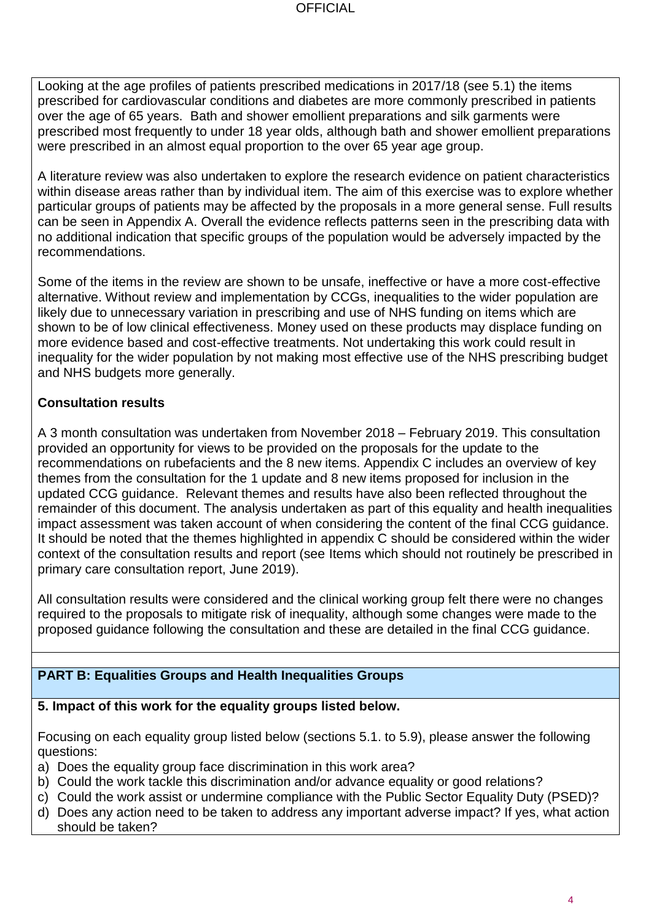Looking at the age profiles of patients prescribed medications in 2017/18 (see 5.1) the items prescribed for cardiovascular conditions and diabetes are more commonly prescribed in patients over the age of 65 years. Bath and shower emollient preparations and silk garments were prescribed most frequently to under 18 year olds, although bath and shower emollient preparations were prescribed in an almost equal proportion to the over 65 year age group.

A literature review was also undertaken to explore the research evidence on patient characteristics within disease areas rather than by individual item. The aim of this exercise was to explore whether particular groups of patients may be affected by the proposals in a more general sense. Full results can be seen in Appendix A. Overall the evidence reflects patterns seen in the prescribing data with no additional indication that specific groups of the population would be adversely impacted by the recommendations.

Some of the items in the review are shown to be unsafe, ineffective or have a more cost-effective alternative. Without review and implementation by CCGs, inequalities to the wider population are likely due to unnecessary variation in prescribing and use of NHS funding on items which are shown to be of low clinical effectiveness. Money used on these products may displace funding on more evidence based and cost-effective treatments. Not undertaking this work could result in inequality for the wider population by not making most effective use of the NHS prescribing budget and NHS budgets more generally.

**Consultation results**

A 3 month consultation was undertaken from November 2018 – February 2019. This consultation provided an opportunity for views to be provided on the proposals for the update to the recommendations on rubefacients and the 8 new items. Appendix C includes an overview of key themes from the consultation for the 1 update and 8 new items proposed for inclusion in the updated CCG guidance. Relevant themes and results have also been reflected throughout the remainder of this document. The analysis undertaken as part of this equality and health inequalities impact assessment was taken account of when considering the content of the final CCG guidance. It should be noted that the themes highlighted in appendix C should be considered within the wider context of the consultation results and report (see Items which should not routinely be prescribed in primary care consultation report, June 2019).

All consultation results were considered and the clinical working group felt there were no changes required to the proposals to mitigate risk of inequality, although some changes were made to the proposed guidance following the consultation and these are detailed in the final CCG guidance.

## PART B: Equalities Groups and Health Inequalities Groups

**5. Impact of this work for the equality groups listed below.**

Focusing on each equality group listed below (sections 5.1. to 5.9), please answer the following questions:

a) Does the equality group face discrimination in this work area?
b) Could the work tackle this discrimination and/or advance equality or good relations?
c) Could the work assist or undermine compliance with the Public Sector Equality Duty (PSED)?
d) Does any action need to be taken to address any important adverse impact? If yes, what action should be taken?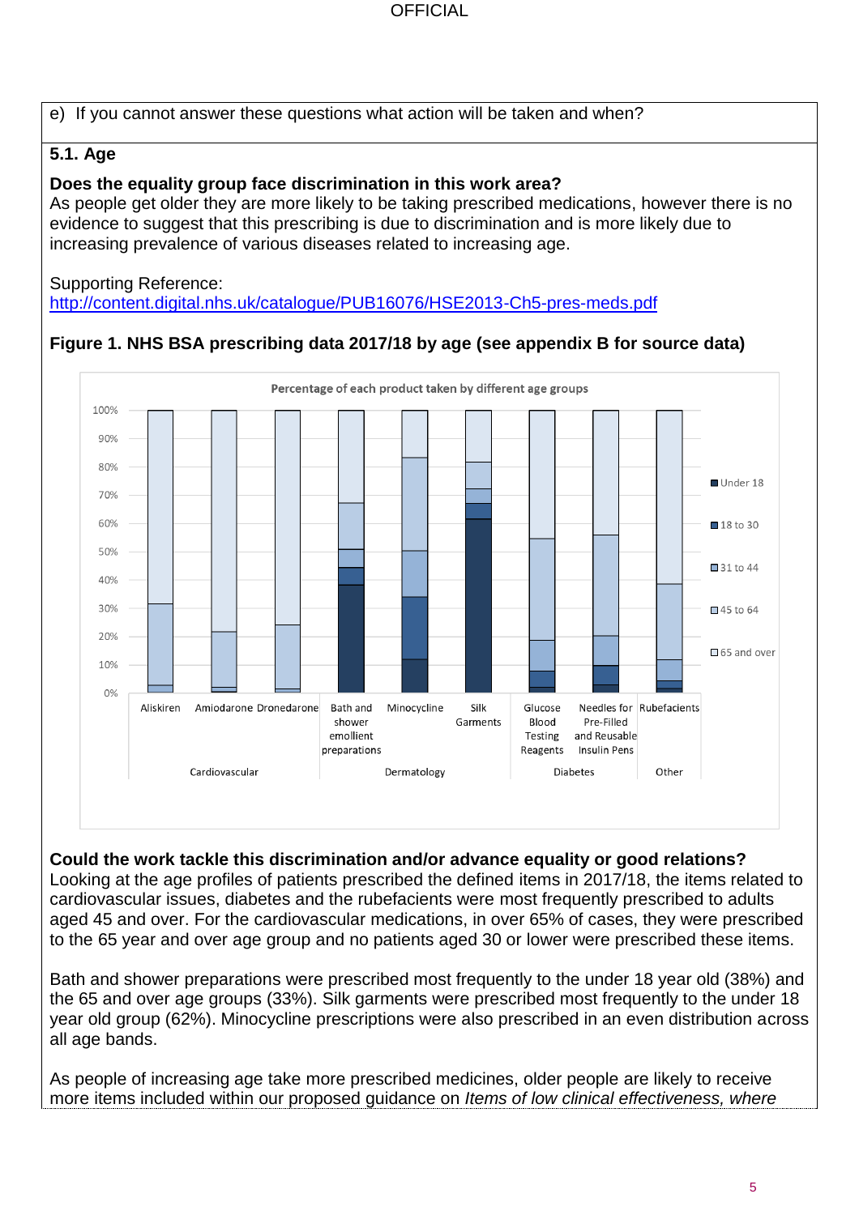e) If you cannot answer these questions what action will be taken and when?

**5.1. Age**

**Does the equality group face discrimination in this work area?**
As people get older they are more likely to be taking prescribed medications, however there is no evidence to suggest that this prescribing is due to discrimination and is more likely due to increasing prevalence of various diseases related to increasing age.

Supporting Reference:
http://content.digital.nhs.uk/catalogue/PUB16076/HSE2013-Ch5-pres-meds.pdf

**Figure 1. NHS BSA prescribing data 2017/18 by age (see appendix B for source data)**

Percentage of each product taken by different age groups

**Could the work tackle this discrimination and/or advance equality or good relations?**
Looking at the age profiles of patients prescribed the defined items in 2017/18, the items related to cardiovascular issues, diabetes and the rubefacients were most frequently prescribed to adults aged 45 and over. For the cardiovascular medications, in over 65% of cases, they were prescribed to the 65 year and over age group and no patients aged 30 or lower were prescribed these items.

Bath and shower preparations were prescribed most frequently to the under 18 year old (38%) and the 65 and over age groups (33%). Silk garments were prescribed most frequently to the under 18 year old group (62%). Minocycline prescriptions were also prescribed in an even distribution across all age bands.

As people of increasing age take more prescribed medicines, older people are likely to receive more items included within our proposed guidance on *Items of low clinical effectiveness, where*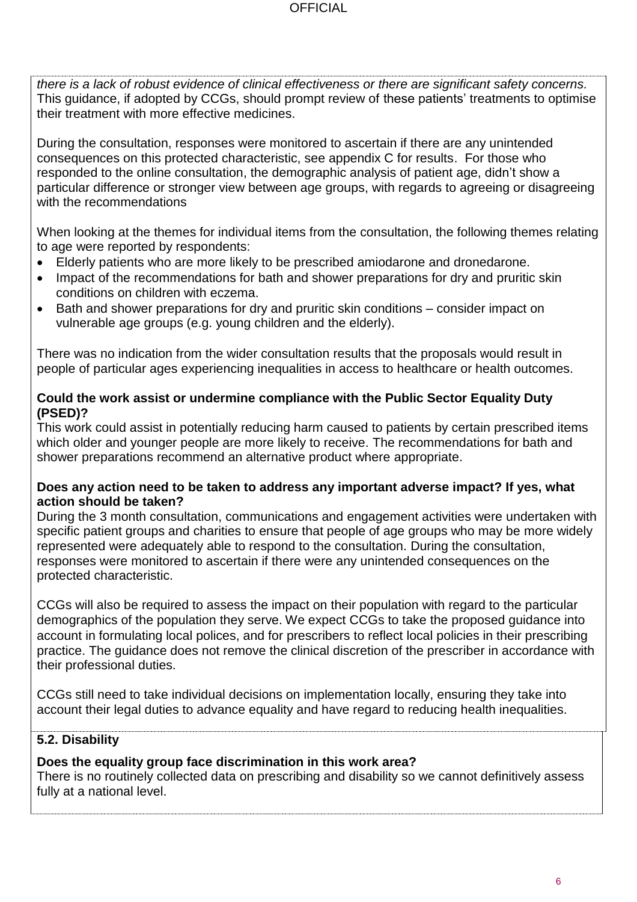*there is a lack of robust evidence of clinical effectiveness or there are significant safety concerns.* This guidance, if adopted by CCGs, should prompt review of these patients' treatments to optimise their treatment with more effective medicines.

During the consultation, responses were monitored to ascertain if there are any unintended consequences on this protected characteristic, see appendix C for results. For those who responded to the online consultation, the demographic analysis of patient age, didn't show a particular difference or stronger view between age groups, with regards to agreeing or disagreeing with the recommendations

When looking at the themes for individual items from the consultation, the following themes relating to age were reported by respondents:

- Elderly patients who are more likely to be prescribed amiodarone and dronedarone.
- Impact of the recommendations for bath and shower preparations for dry and pruritic skin conditions on children with eczema.
- Bath and shower preparations for dry and pruritic skin conditions – consider impact on vulnerable age groups (e.g. young children and the elderly).

There was no indication from the wider consultation results that the proposals would result in people of particular ages experiencing inequalities in access to healthcare or health outcomes.

**Could the work assist or undermine compliance with the Public Sector Equality Duty (PSED)?**

This work could assist in potentially reducing harm caused to patients by certain prescribed items which older and younger people are more likely to receive. The recommendations for bath and shower preparations recommend an alternative product where appropriate.

**Does any action need to be taken to address any important adverse impact? If yes, what action should be taken?**

During the 3 month consultation, communications and engagement activities were undertaken with specific patient groups and charities to ensure that people of age groups who may be more widely represented were adequately able to respond to the consultation. During the consultation, responses were monitored to ascertain if there were any unintended consequences on the protected characteristic.

CCGs will also be required to assess the impact on their population with regard to the particular demographics of the population they serve. We expect CCGs to take the proposed guidance into account in formulating local polices, and for prescribers to reflect local policies in their prescribing practice. The guidance does not remove the clinical discretion of the prescriber in accordance with their professional duties.

CCGs still need to take individual decisions on implementation locally, ensuring they take into account their legal duties to advance equality and have regard to reducing health inequalities.

### 5.2. Disability

**Does the equality group face discrimination in this work area?**

There is no routinely collected data on prescribing and disability so we cannot definitively assess fully at a national level.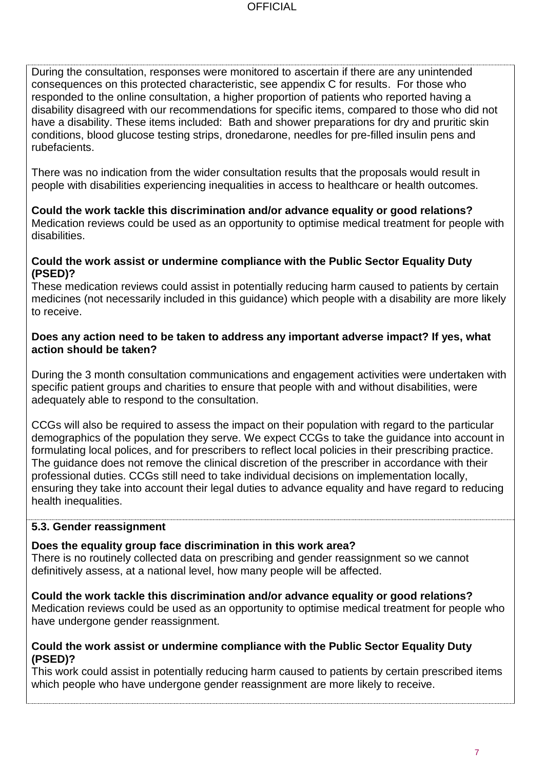During the consultation, responses were monitored to ascertain if there are any unintended consequences on this protected characteristic, see appendix C for results. For those who responded to the online consultation, a higher proportion of patients who reported having a disability disagreed with our recommendations for specific items, compared to those who did not have a disability. These items included: Bath and shower preparations for dry and pruritic skin conditions, blood glucose testing strips, dronedarone, needles for pre-filled insulin pens and rubefacients.

There was no indication from the wider consultation results that the proposals would result in people with disabilities experiencing inequalities in access to healthcare or health outcomes.

**Could the work tackle this discrimination and/or advance equality or good relations?**
Medication reviews could be used as an opportunity to optimise medical treatment for people with disabilities.

**Could the work assist or undermine compliance with the Public Sector Equality Duty (PSED)?**
These medication reviews could assist in potentially reducing harm caused to patients by certain medicines (not necessarily included in this guidance) which people with a disability are more likely to receive.

**Does any action need to be taken to address any important adverse impact? If yes, what action should be taken?**

During the 3 month consultation communications and engagement activities were undertaken with specific patient groups and charities to ensure that people with and without disabilities, were adequately able to respond to the consultation.

CCGs will also be required to assess the impact on their population with regard to the particular demographics of the population they serve. We expect CCGs to take the guidance into account in formulating local polices, and for prescribers to reflect local policies in their prescribing practice. The guidance does not remove the clinical discretion of the prescriber in accordance with their professional duties. CCGs still need to take individual decisions on implementation locally, ensuring they take into account their legal duties to advance equality and have regard to reducing health inequalities.

### 5.3. Gender reassignment

**Does the equality group face discrimination in this work area?**
There is no routinely collected data on prescribing and gender reassignment so we cannot definitively assess, at a national level, how many people will be affected.

**Could the work tackle this discrimination and/or advance equality or good relations?**
Medication reviews could be used as an opportunity to optimise medical treatment for people who have undergone gender reassignment.

**Could the work assist or undermine compliance with the Public Sector Equality Duty (PSED)?**
This work could assist in potentially reducing harm caused to patients by certain prescribed items which people who have undergone gender reassignment are more likely to receive.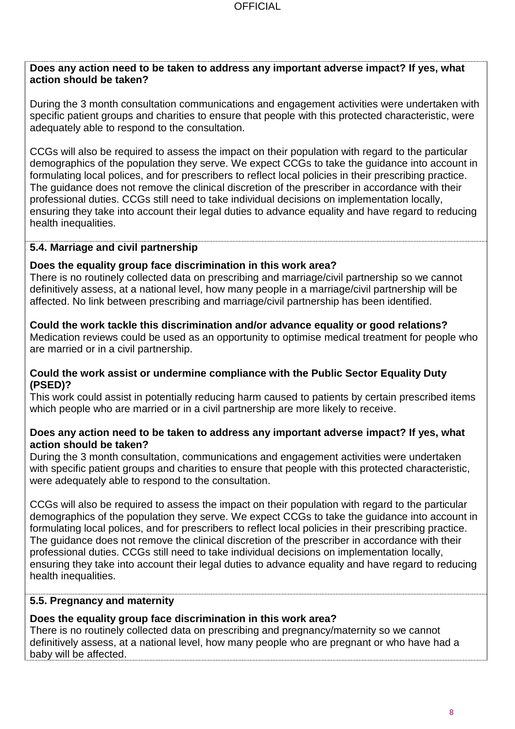**Does any action need to be taken to address any important adverse impact? If yes, what action should be taken?**

During the 3 month consultation communications and engagement activities were undertaken with specific patient groups and charities to ensure that people with this protected characteristic, were adequately able to respond to the consultation.

CCGs will also be required to assess the impact on their population with regard to the particular demographics of the population they serve. We expect CCGs to take the guidance into account in formulating local polices, and for prescribers to reflect local policies in their prescribing practice. The guidance does not remove the clinical discretion of the prescriber in accordance with their professional duties. CCGs still need to take individual decisions on implementation locally, ensuring they take into account their legal duties to advance equality and have regard to reducing health inequalities.

### 5.4. Marriage and civil partnership

**Does the equality group face discrimination in this work area?**
There is no routinely collected data on prescribing and marriage/civil partnership so we cannot definitively assess, at a national level, how many people in a marriage/civil partnership will be affected. No link between prescribing and marriage/civil partnership has been identified.

**Could the work tackle this discrimination and/or advance equality or good relations?**
Medication reviews could be used as an opportunity to optimise medical treatment for people who are married or in a civil partnership.

**Could the work assist or undermine compliance with the Public Sector Equality Duty (PSED)?**
This work could assist in potentially reducing harm caused to patients by certain prescribed items which people who are married or in a civil partnership are more likely to receive.

**Does any action need to be taken to address any important adverse impact? If yes, what action should be taken?**
During the 3 month consultation, communications and engagement activities were undertaken with specific patient groups and charities to ensure that people with this protected characteristic, were adequately able to respond to the consultation.

CCGs will also be required to assess the impact on their population with regard to the particular demographics of the population they serve. We expect CCGs to take the guidance into account in formulating local polices, and for prescribers to reflect local policies in their prescribing practice. The guidance does not remove the clinical discretion of the prescriber in accordance with their professional duties. CCGs still need to take individual decisions on implementation locally, ensuring they take into account their legal duties to advance equality and have regard to reducing health inequalities.

### 5.5. Pregnancy and maternity

**Does the equality group face discrimination in this work area?**
There is no routinely collected data on prescribing and pregnancy/maternity so we cannot definitively assess, at a national level, how many people who are pregnant or who have had a baby will be affected.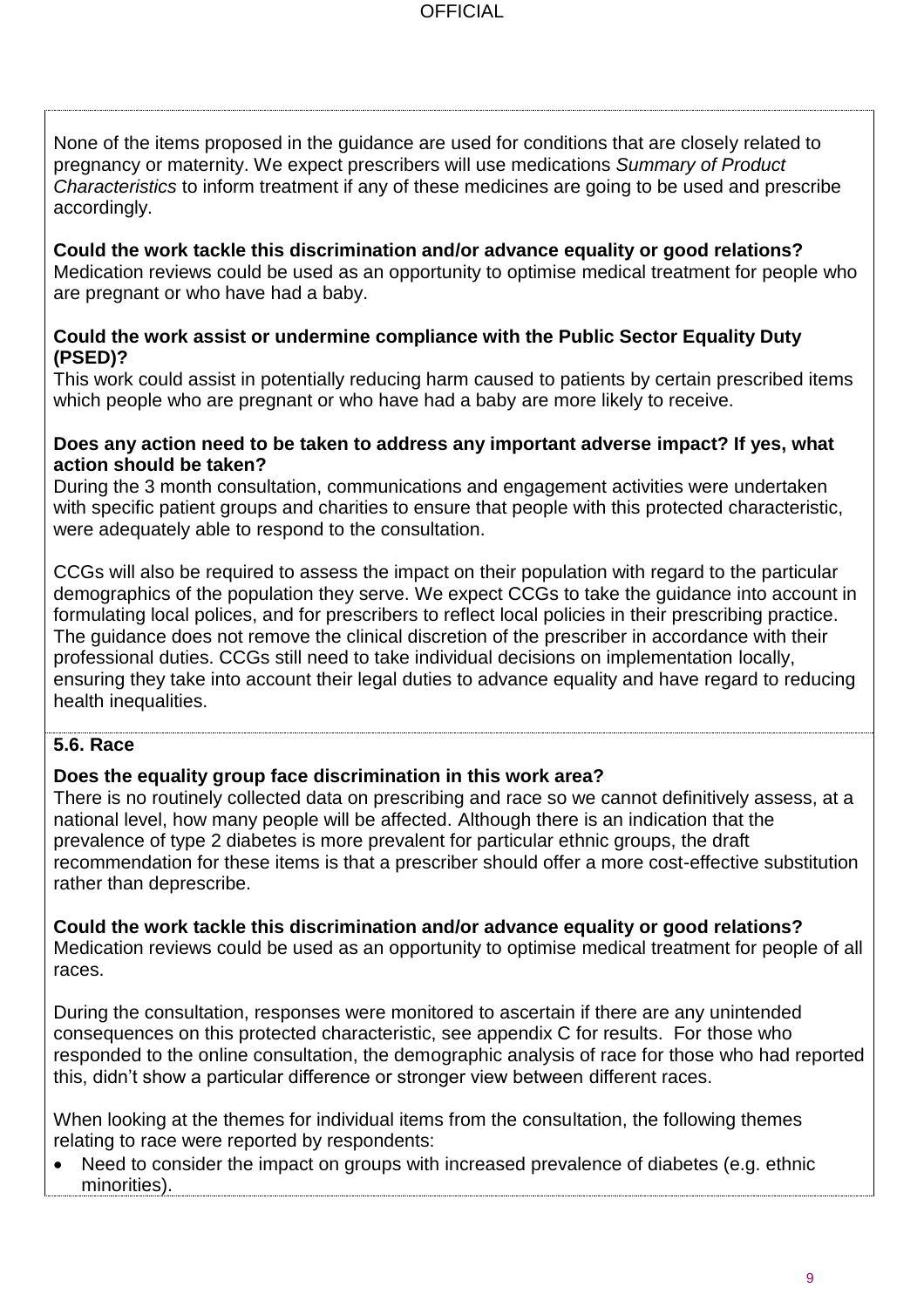None of the items proposed in the guidance are used for conditions that are closely related to pregnancy or maternity. We expect prescribers will use medications *Summary of Product Characteristics* to inform treatment if any of these medicines are going to be used and prescribe accordingly.

**Could the work tackle this discrimination and/or advance equality or good relations?**
Medication reviews could be used as an opportunity to optimise medical treatment for people who are pregnant or who have had a baby.

**Could the work assist or undermine compliance with the Public Sector Equality Duty (PSED)?**
This work could assist in potentially reducing harm caused to patients by certain prescribed items which people who are pregnant or who have had a baby are more likely to receive.

**Does any action need to be taken to address any important adverse impact? If yes, what action should be taken?**
During the 3 month consultation, communications and engagement activities were undertaken with specific patient groups and charities to ensure that people with this protected characteristic, were adequately able to respond to the consultation.

CCGs will also be required to assess the impact on their population with regard to the particular demographics of the population they serve. We expect CCGs to take the guidance into account in formulating local polices, and for prescribers to reflect local policies in their prescribing practice. The guidance does not remove the clinical discretion of the prescriber in accordance with their professional duties. CCGs still need to take individual decisions on implementation locally, ensuring they take into account their legal duties to advance equality and have regard to reducing health inequalities.

### 5.6. Race

**Does the equality group face discrimination in this work area?**
There is no routinely collected data on prescribing and race so we cannot definitively assess, at a national level, how many people will be affected. Although there is an indication that the prevalence of type 2 diabetes is more prevalent for particular ethnic groups, the draft recommendation for these items is that a prescriber should offer a more cost-effective substitution rather than deprescribe.

**Could the work tackle this discrimination and/or advance equality or good relations?**
Medication reviews could be used as an opportunity to optimise medical treatment for people of all races.

During the consultation, responses were monitored to ascertain if there are any unintended consequences on this protected characteristic, see appendix C for results. For those who responded to the online consultation, the demographic analysis of race for those who had reported this, didn't show a particular difference or stronger view between different races.

When looking at the themes for individual items from the consultation, the following themes relating to race were reported by respondents:

- Need to consider the impact on groups with increased prevalence of diabetes (e.g. ethnic minorities).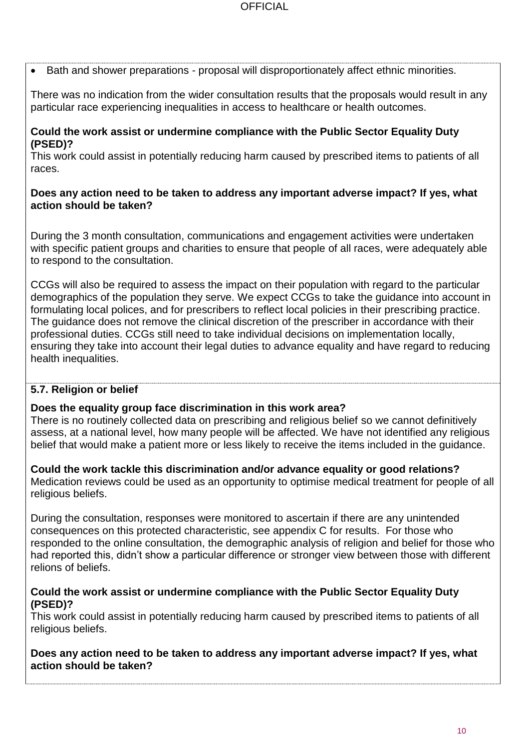- Bath and shower preparations - proposal will disproportionately affect ethnic minorities.

There was no indication from the wider consultation results that the proposals would result in any particular race experiencing inequalities in access to healthcare or health outcomes.

**Could the work assist or undermine compliance with the Public Sector Equality Duty (PSED)?**
This work could assist in potentially reducing harm caused by prescribed items to patients of all races.

**Does any action need to be taken to address any important adverse impact? If yes, what action should be taken?**

During the 3 month consultation, communications and engagement activities were undertaken with specific patient groups and charities to ensure that people of all races, were adequately able to respond to the consultation.

CCGs will also be required to assess the impact on their population with regard to the particular demographics of the population they serve. We expect CCGs to take the guidance into account in formulating local polices, and for prescribers to reflect local policies in their prescribing practice. The guidance does not remove the clinical discretion of the prescriber in accordance with their professional duties. CCGs still need to take individual decisions on implementation locally, ensuring they take into account their legal duties to advance equality and have regard to reducing health inequalities.

### 5.7. Religion or belief

**Does the equality group face discrimination in this work area?**
There is no routinely collected data on prescribing and religious belief so we cannot definitively assess, at a national level, how many people will be affected. We have not identified any religious belief that would make a patient more or less likely to receive the items included in the guidance.

**Could the work tackle this discrimination and/or advance equality or good relations?**
Medication reviews could be used as an opportunity to optimise medical treatment for people of all religious beliefs.

During the consultation, responses were monitored to ascertain if there are any unintended consequences on this protected characteristic, see appendix C for results. For those who responded to the online consultation, the demographic analysis of religion and belief for those who had reported this, didn't show a particular difference or stronger view between those with different relions of beliefs.

**Could the work assist or undermine compliance with the Public Sector Equality Duty (PSED)?**
This work could assist in potentially reducing harm caused by prescribed items to patients of all religious beliefs.

**Does any action need to be taken to address any important adverse impact? If yes, what action should be taken?**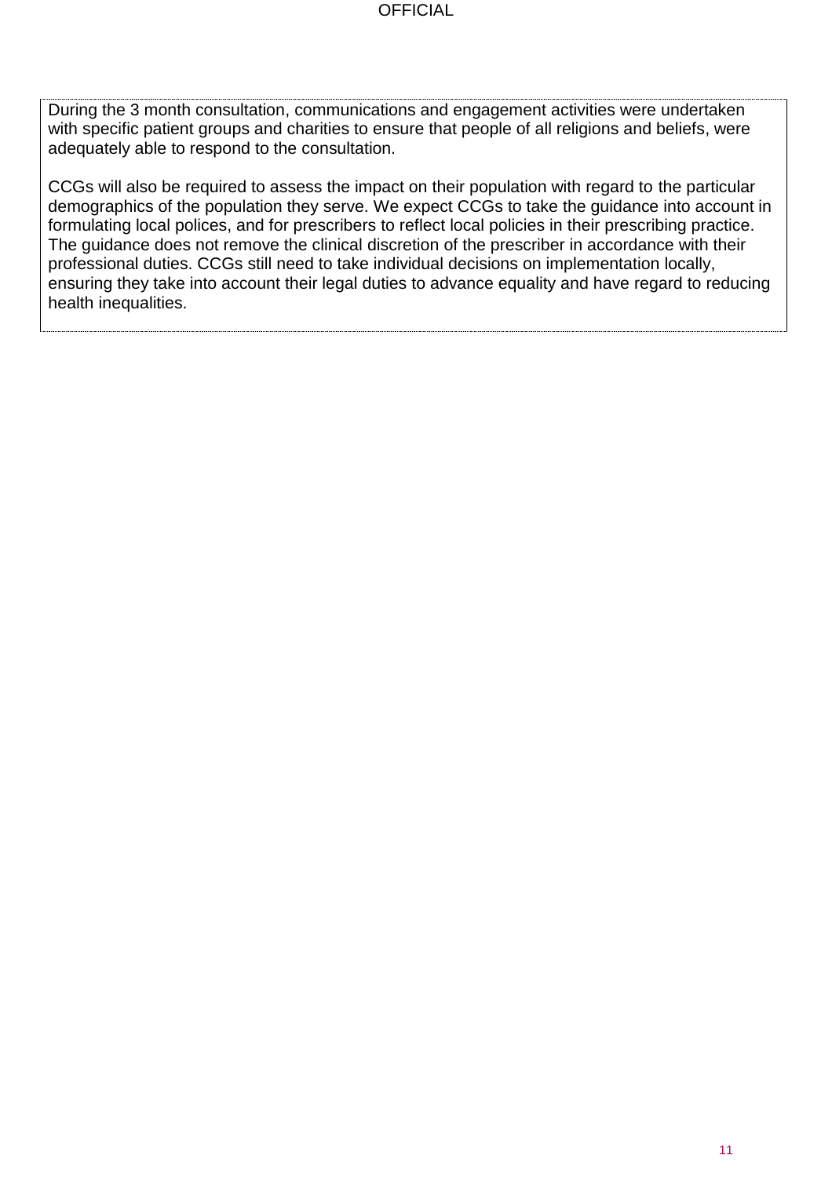During the 3 month consultation, communications and engagement activities were undertaken with specific patient groups and charities to ensure that people of all religions and beliefs, were adequately able to respond to the consultation.

CCGs will also be required to assess the impact on their population with regard to the particular demographics of the population they serve. We expect CCGs to take the guidance into account in formulating local polices, and for prescribers to reflect local policies in their prescribing practice. The guidance does not remove the clinical discretion of the prescriber in accordance with their professional duties. CCGs still need to take individual decisions on implementation locally, ensuring they take into account their legal duties to advance equality and have regard to reducing health inequalities.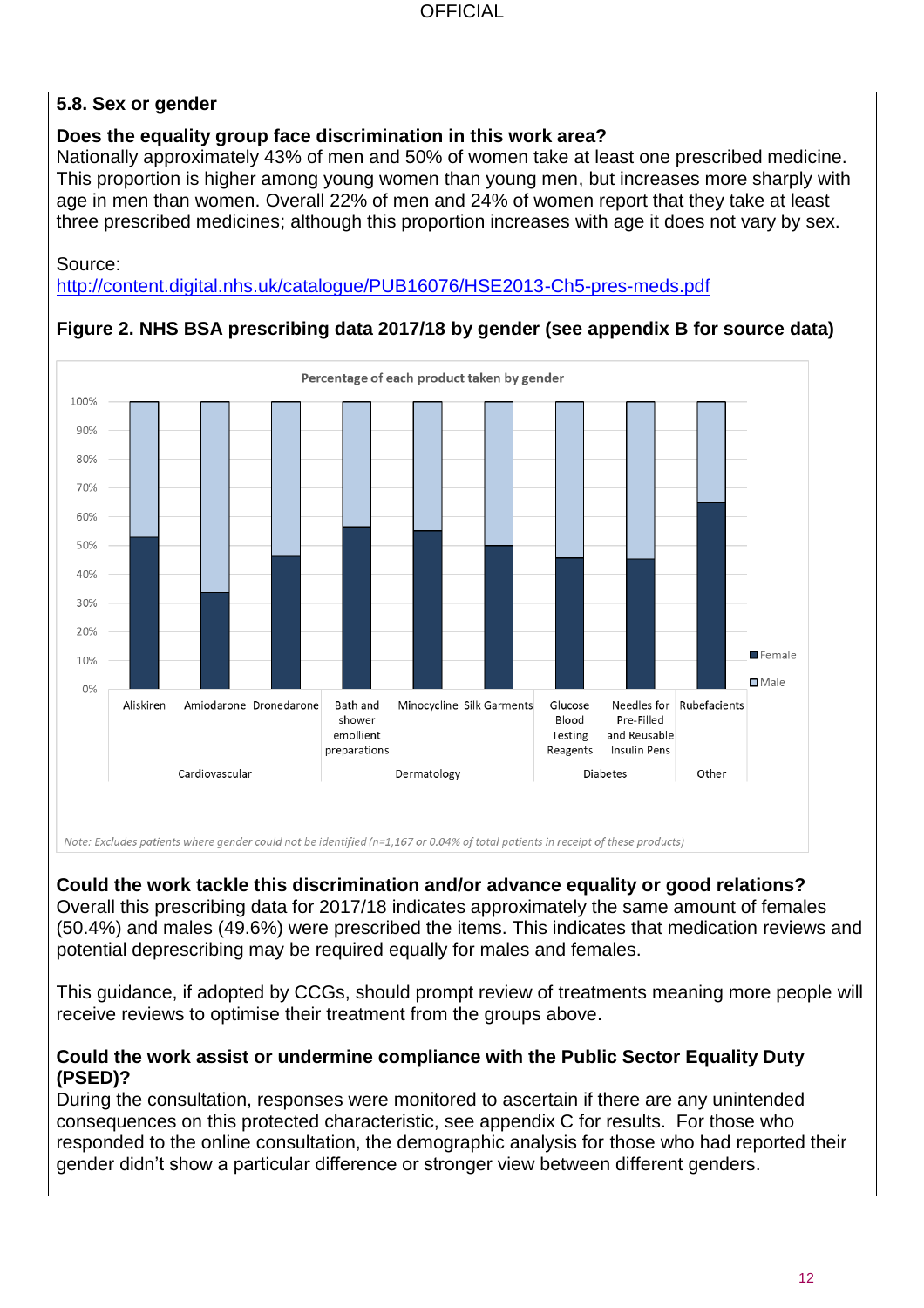## 5.8. Sex or gender

**Does the equality group face discrimination in this work area?**

Nationally approximately 43% of men and 50% of women take at least one prescribed medicine. This proportion is higher among young women than young men, but increases more sharply with age in men than women. Overall 22% of men and 24% of women report that they take at least three prescribed medicines; although this proportion increases with age it does not vary by sex.

Source:
http://content.digital.nhs.uk/catalogue/PUB16076/HSE2013-Ch5-pres-meds.pdf

**Figure 2. NHS BSA prescribing data 2017/18 by gender (see appendix B for source data)**

Percentage of each product taken by gender

*Note: Excludes patients where gender could not be identified (n=1,167 or 0.04% of total patients in receipt of these products)*

**Could the work tackle this discrimination and/or advance equality or good relations?**

Overall this prescribing data for 2017/18 indicates approximately the same amount of females (50.4%) and males (49.6%) were prescribed the items. This indicates that medication reviews and potential deprescribing may be required equally for males and females.

This guidance, if adopted by CCGs, should prompt review of treatments meaning more people will receive reviews to optimise their treatment from the groups above.

**Could the work assist or undermine compliance with the Public Sector Equality Duty (PSED)?**

During the consultation, responses were monitored to ascertain if there are any unintended consequences on this protected characteristic, see appendix C for results. For those who responded to the online consultation, the demographic analysis for those who had reported their gender didn't show a particular difference or stronger view between different genders.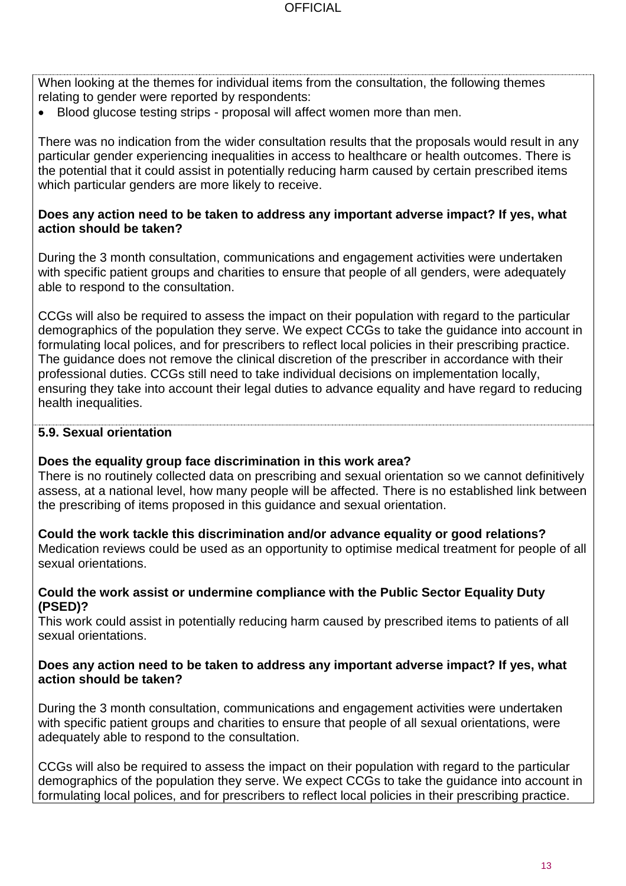When looking at the themes for individual items from the consultation, the following themes relating to gender were reported by respondents:

- Blood glucose testing strips - proposal will affect women more than men.

There was no indication from the wider consultation results that the proposals would result in any particular gender experiencing inequalities in access to healthcare or health outcomes. There is the potential that it could assist in potentially reducing harm caused by certain prescribed items which particular genders are more likely to receive.

**Does any action need to be taken to address any important adverse impact? If yes, what action should be taken?**

During the 3 month consultation, communications and engagement activities were undertaken with specific patient groups and charities to ensure that people of all genders, were adequately able to respond to the consultation.

CCGs will also be required to assess the impact on their population with regard to the particular demographics of the population they serve. We expect CCGs to take the guidance into account in formulating local polices, and for prescribers to reflect local policies in their prescribing practice. The guidance does not remove the clinical discretion of the prescriber in accordance with their professional duties. CCGs still need to take individual decisions on implementation locally, ensuring they take into account their legal duties to advance equality and have regard to reducing health inequalities.

**5.9. Sexual orientation**

**Does the equality group face discrimination in this work area?**
There is no routinely collected data on prescribing and sexual orientation so we cannot definitively assess, at a national level, how many people will be affected. There is no established link between the prescribing of items proposed in this guidance and sexual orientation.

**Could the work tackle this discrimination and/or advance equality or good relations?**
Medication reviews could be used as an opportunity to optimise medical treatment for people of all sexual orientations.

**Could the work assist or undermine compliance with the Public Sector Equality Duty (PSED)?**
This work could assist in potentially reducing harm caused by prescribed items to patients of all sexual orientations.

**Does any action need to be taken to address any important adverse impact? If yes, what action should be taken?**

During the 3 month consultation, communications and engagement activities were undertaken with specific patient groups and charities to ensure that people of all sexual orientations, were adequately able to respond to the consultation.

CCGs will also be required to assess the impact on their population with regard to the particular demographics of the population they serve. We expect CCGs to take the guidance into account in formulating local polices, and for prescribers to reflect local policies in their prescribing practice.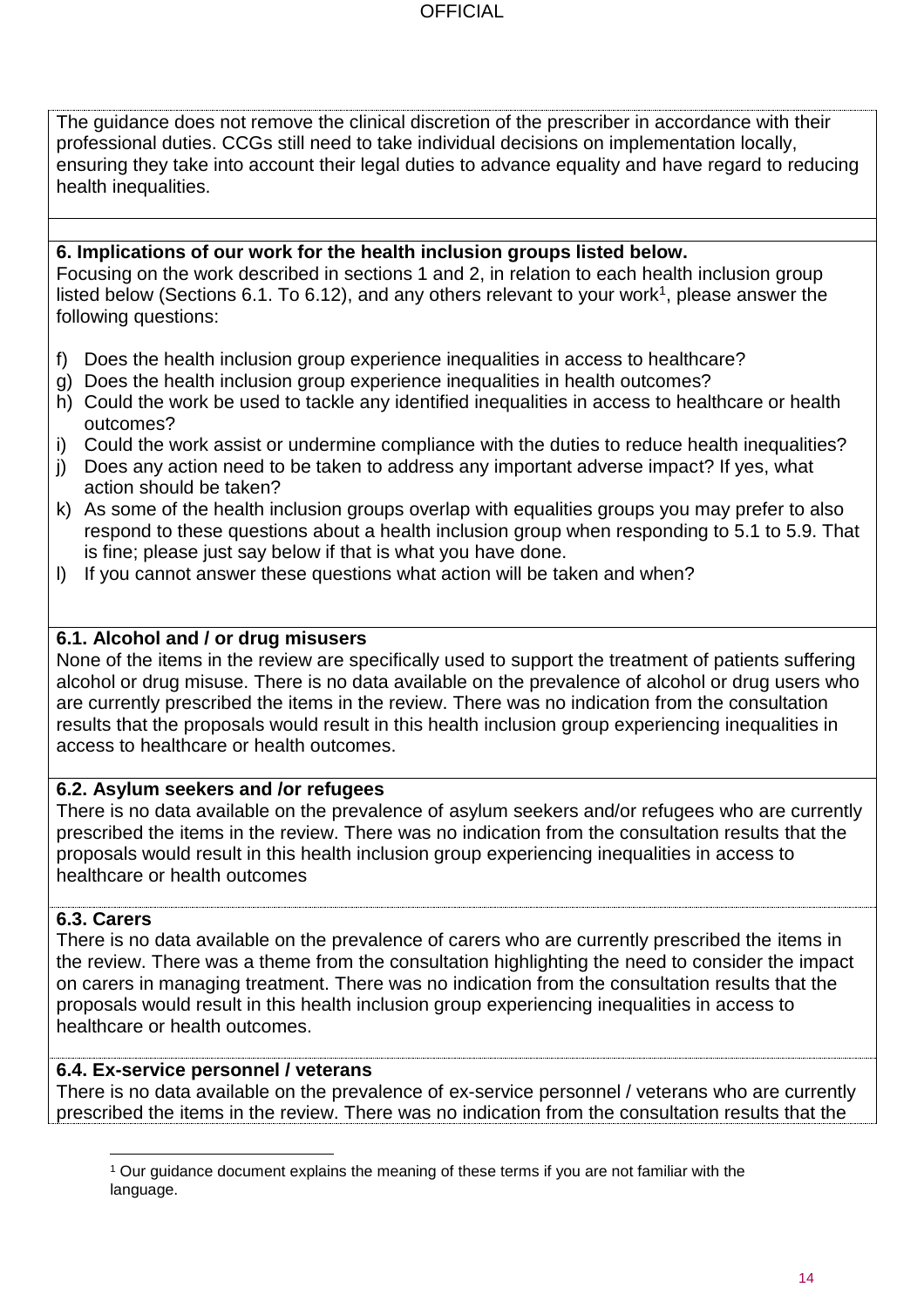The guidance does not remove the clinical discretion of the prescriber in accordance with their professional duties. CCGs still need to take individual decisions on implementation locally, ensuring they take into account their legal duties to advance equality and have regard to reducing health inequalities.

**6. Implications of our work for the health inclusion groups listed below.**

Focusing on the work described in sections 1 and 2, in relation to each health inclusion group listed below (Sections 6.1. To 6.12), and any others relevant to your work[1], please answer the following questions:

f) Does the health inclusion group experience inequalities in access to healthcare?
g) Does the health inclusion group experience inequalities in health outcomes?
h) Could the work be used to tackle any identified inequalities in access to healthcare or health outcomes?
i) Could the work assist or undermine compliance with the duties to reduce health inequalities?
j) Does any action need to be taken to address any important adverse impact? If yes, what action should be taken?
k) As some of the health inclusion groups overlap with equalities groups you may prefer to also respond to these questions about a health inclusion group when responding to 5.1 to 5.9. That is fine; please just say below if that is what you have done.
l) If you cannot answer these questions what action will be taken and when?

**6.1. Alcohol and / or drug misusers**

None of the items in the review are specifically used to support the treatment of patients suffering alcohol or drug misuse. There is no data available on the prevalence of alcohol or drug users who are currently prescribed the items in the review. There was no indication from the consultation results that the proposals would result in this health inclusion group experiencing inequalities in access to healthcare or health outcomes.

**6.2. Asylum seekers and /or refugees**

There is no data available on the prevalence of asylum seekers and/or refugees who are currently prescribed the items in the review. There was no indication from the consultation results that the proposals would result in this health inclusion group experiencing inequalities in access to healthcare or health outcomes

**6.3. Carers**

There is no data available on the prevalence of carers who are currently prescribed the items in the review. There was a theme from the consultation highlighting the need to consider the impact on carers in managing treatment. There was no indication from the consultation results that the proposals would result in this health inclusion group experiencing inequalities in access to healthcare or health outcomes.

**6.4. Ex-service personnel / veterans**

There is no data available on the prevalence of ex-service personnel / veterans who are currently prescribed the items in the review. There was no indication from the consultation results that the

[1] Our guidance document explains the meaning of these terms if you are not familiar with the language.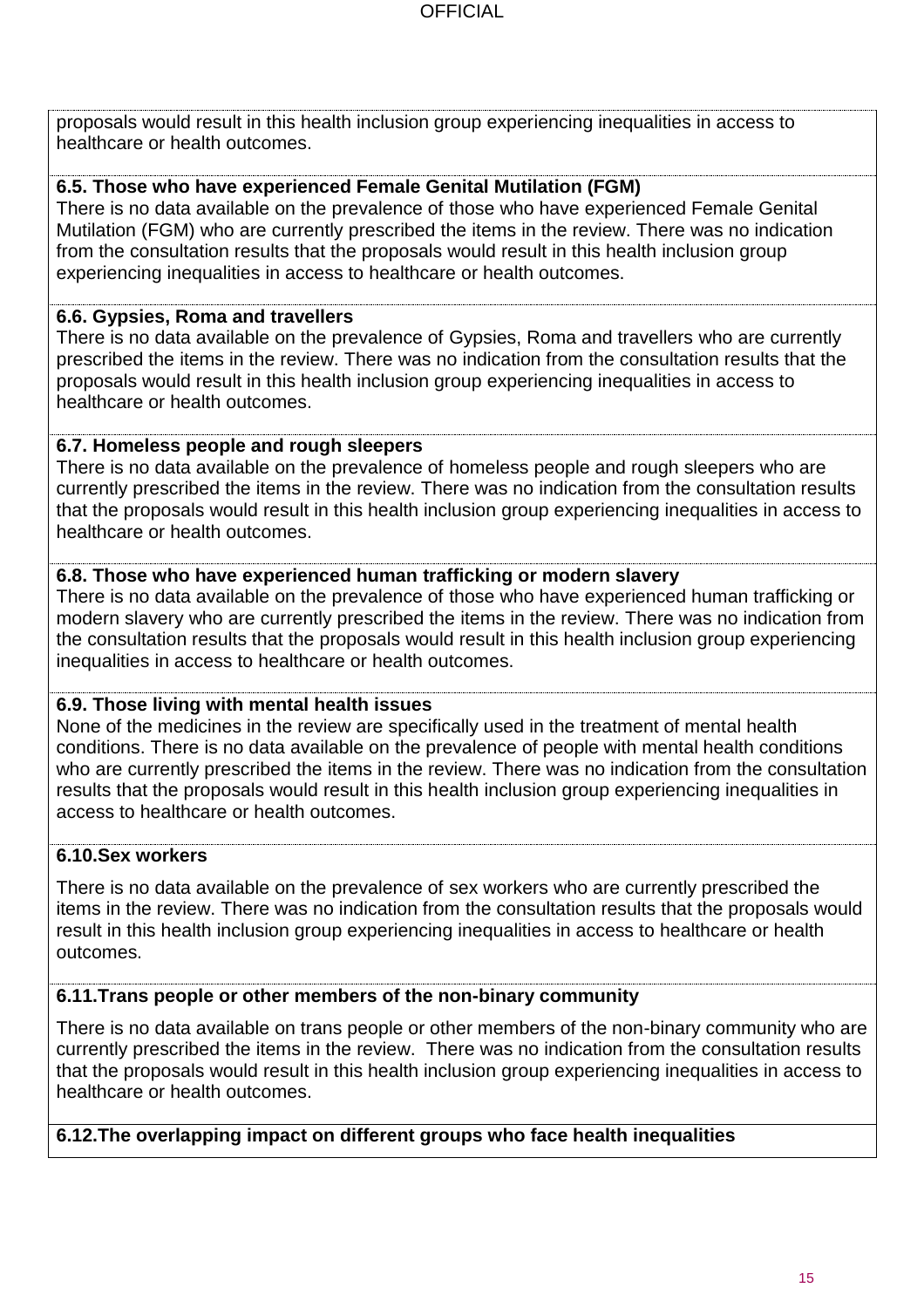proposals would result in this health inclusion group experiencing inequalities in access to healthcare or health outcomes.

**6.5. Those who have experienced Female Genital Mutilation (FGM)**

There is no data available on the prevalence of those who have experienced Female Genital Mutilation (FGM) who are currently prescribed the items in the review. There was no indication from the consultation results that the proposals would result in this health inclusion group experiencing inequalities in access to healthcare or health outcomes.

**6.6. Gypsies, Roma and travellers**

There is no data available on the prevalence of Gypsies, Roma and travellers who are currently prescribed the items in the review. There was no indication from the consultation results that the proposals would result in this health inclusion group experiencing inequalities in access to healthcare or health outcomes.

**6.7. Homeless people and rough sleepers**

There is no data available on the prevalence of homeless people and rough sleepers who are currently prescribed the items in the review. There was no indication from the consultation results that the proposals would result in this health inclusion group experiencing inequalities in access to healthcare or health outcomes.

**6.8. Those who have experienced human trafficking or modern slavery**

There is no data available on the prevalence of those who have experienced human trafficking or modern slavery who are currently prescribed the items in the review. There was no indication from the consultation results that the proposals would result in this health inclusion group experiencing inequalities in access to healthcare or health outcomes.

**6.9. Those living with mental health issues**

None of the medicines in the review are specifically used in the treatment of mental health conditions. There is no data available on the prevalence of people with mental health conditions who are currently prescribed the items in the review. There was no indication from the consultation results that the proposals would result in this health inclusion group experiencing inequalities in access to healthcare or health outcomes.

**6.10.Sex workers**

There is no data available on the prevalence of sex workers who are currently prescribed the items in the review. There was no indication from the consultation results that the proposals would result in this health inclusion group experiencing inequalities in access to healthcare or health outcomes.

**6.11.Trans people or other members of the non-binary community**

There is no data available on trans people or other members of the non-binary community who are currently prescribed the items in the review. There was no indication from the consultation results that the proposals would result in this health inclusion group experiencing inequalities in access to healthcare or health outcomes.

**6.12.The overlapping impact on different groups who face health inequalities**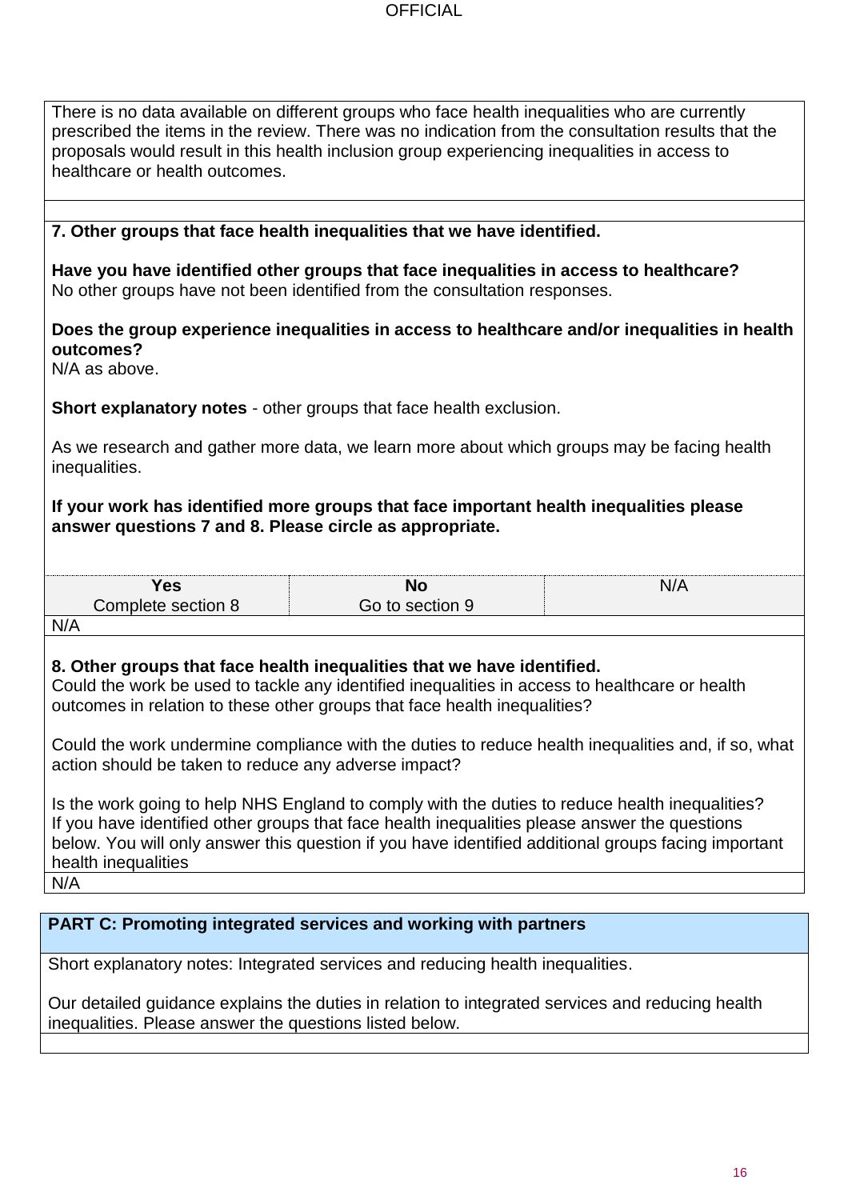There is no data available on different groups who face health inequalities who are currently prescribed the items in the review. There was no indication from the consultation results that the proposals would result in this health inclusion group experiencing inequalities in access to healthcare or health outcomes.

**7. Other groups that face health inequalities that we have identified.**

**Have you have identified other groups that face inequalities in access to healthcare?**
No other groups have not been identified from the consultation responses.

**Does the group experience inequalities in access to healthcare and/or inequalities in health outcomes?**
N/A as above.

**Short explanatory notes** - other groups that face health exclusion.

As we research and gather more data, we learn more about which groups may be facing health inequalities.

**If your work has identified more groups that face important health inequalities please answer questions 7 and 8. Please circle as appropriate.**

| **Yes**<br>Complete section 8 | **No**<br>Go to section 9 | N/A |
|---|---|---|

N/A

**8. Other groups that face health inequalities that we have identified.**
Could the work be used to tackle any identified inequalities in access to healthcare or health outcomes in relation to these other groups that face health inequalities?

Could the work undermine compliance with the duties to reduce health inequalities and, if so, what action should be taken to reduce any adverse impact?

Is the work going to help NHS England to comply with the duties to reduce health inequalities? If you have identified other groups that face health inequalities please answer the questions below. You will only answer this question if you have identified additional groups facing important health inequalities

N/A

## PART C: Promoting integrated services and working with partners

Short explanatory notes: Integrated services and reducing health inequalities.

Our detailed guidance explains the duties in relation to integrated services and reducing health inequalities. Please answer the questions listed below.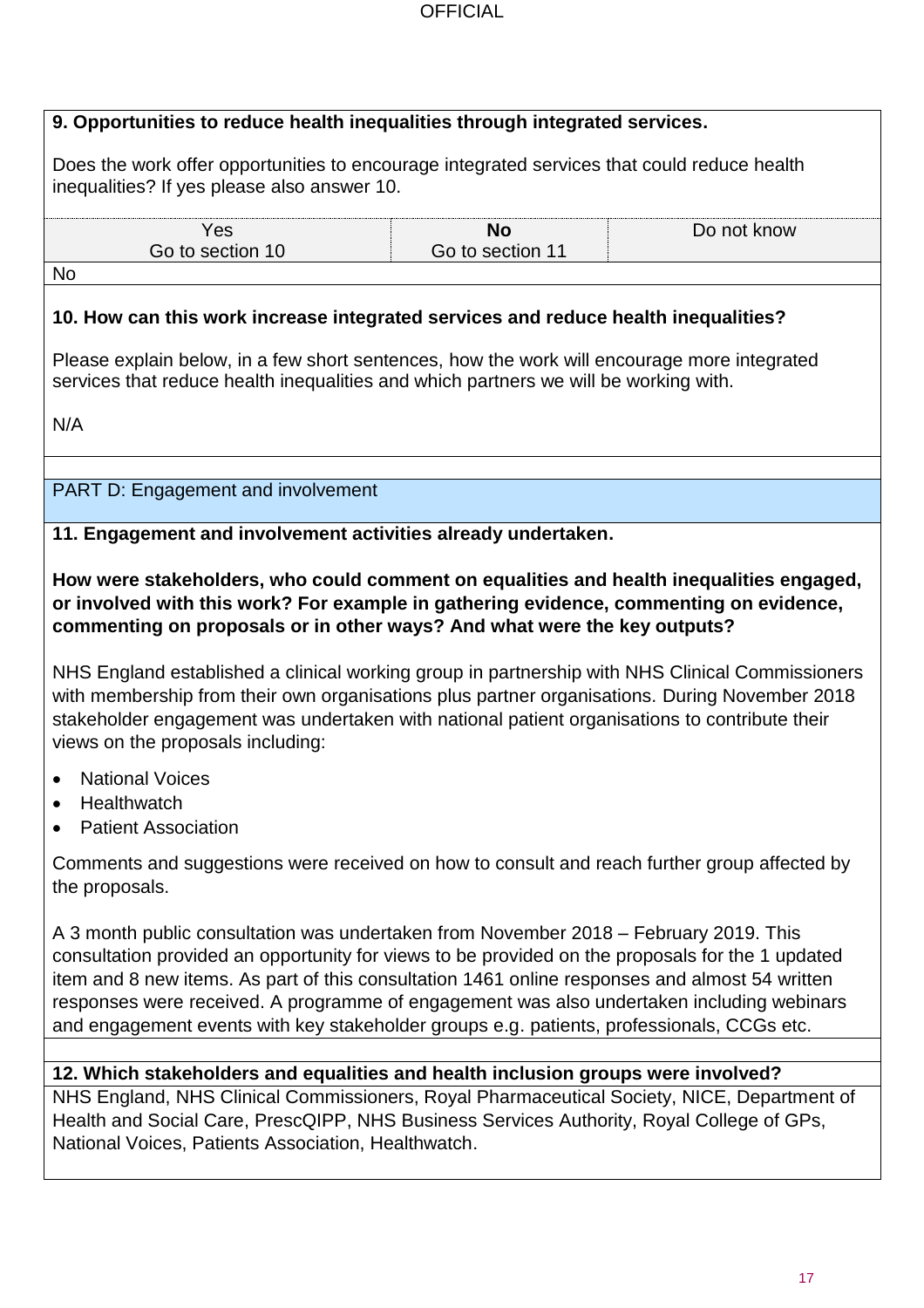**9. Opportunities to reduce health inequalities through integrated services.**

Does the work offer opportunities to encourage integrated services that could reduce health inequalities? If yes please also answer 10.

| Yes<br>Go to section 10 | **No**<br>Go to section 11 | Do not know |
|---|---|---|

No

**10. How can this work increase integrated services and reduce health inequalities?**

Please explain below, in a few short sentences, how the work will encourage more integrated services that reduce health inequalities and which partners we will be working with.

N/A

## PART D: Engagement and involvement

**11. Engagement and involvement activities already undertaken.**

**How were stakeholders, who could comment on equalities and health inequalities engaged, or involved with this work? For example in gathering evidence, commenting on evidence, commenting on proposals or in other ways? And what were the key outputs?**

NHS England established a clinical working group in partnership with NHS Clinical Commissioners with membership from their own organisations plus partner organisations. During November 2018 stakeholder engagement was undertaken with national patient organisations to contribute their views on the proposals including:

- National Voices
- Healthwatch
- Patient Association

Comments and suggestions were received on how to consult and reach further group affected by the proposals.

A 3 month public consultation was undertaken from November 2018 – February 2019. This consultation provided an opportunity for views to be provided on the proposals for the 1 updated item and 8 new items. As part of this consultation 1461 online responses and almost 54 written responses were received. A programme of engagement was also undertaken including webinars and engagement events with key stakeholder groups e.g. patients, professionals, CCGs etc.

**12. Which stakeholders and equalities and health inclusion groups were involved?**

NHS England, NHS Clinical Commissioners, Royal Pharmaceutical Society, NICE, Department of Health and Social Care, PrescQIPP, NHS Business Services Authority, Royal College of GPs, National Voices, Patients Association, Healthwatch.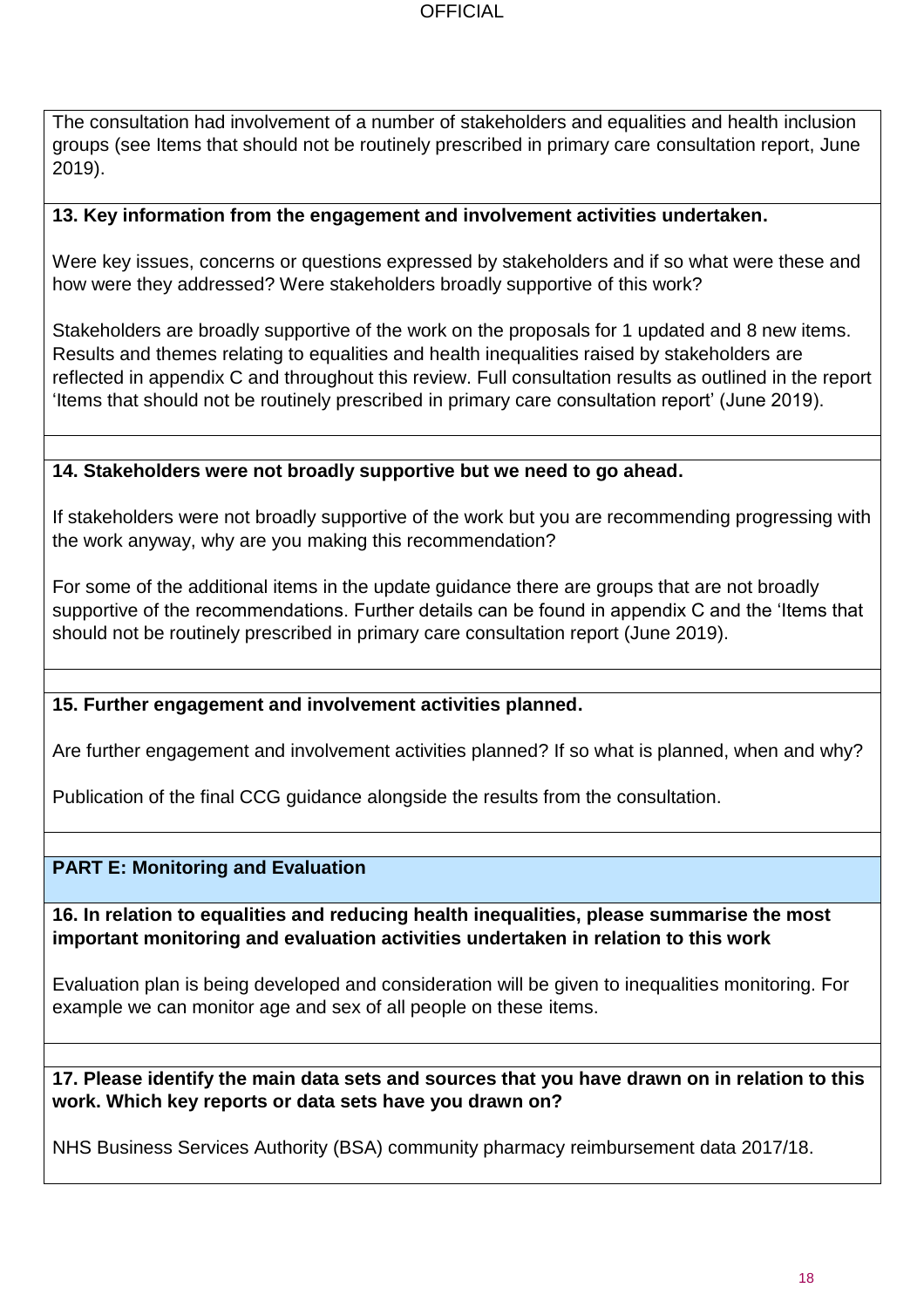The consultation had involvement of a number of stakeholders and equalities and health inclusion groups (see Items that should not be routinely prescribed in primary care consultation report, June 2019).

**13. Key information from the engagement and involvement activities undertaken.**

Were key issues, concerns or questions expressed by stakeholders and if so what were these and how were they addressed? Were stakeholders broadly supportive of this work?

Stakeholders are broadly supportive of the work on the proposals for 1 updated and 8 new items. Results and themes relating to equalities and health inequalities raised by stakeholders are reflected in appendix C and throughout this review. Full consultation results as outlined in the report 'Items that should not be routinely prescribed in primary care consultation report' (June 2019).

**14. Stakeholders were not broadly supportive but we need to go ahead.**

If stakeholders were not broadly supportive of the work but you are recommending progressing with the work anyway, why are you making this recommendation?

For some of the additional items in the update guidance there are groups that are not broadly supportive of the recommendations. Further details can be found in appendix C and the 'Items that should not be routinely prescribed in primary care consultation report (June 2019).

**15. Further engagement and involvement activities planned.**

Are further engagement and involvement activities planned? If so what is planned, when and why?

Publication of the final CCG guidance alongside the results from the consultation.

**PART E: Monitoring and Evaluation**

**16. In relation to equalities and reducing health inequalities, please summarise the most important monitoring and evaluation activities undertaken in relation to this work**

Evaluation plan is being developed and consideration will be given to inequalities monitoring. For example we can monitor age and sex of all people on these items.

**17. Please identify the main data sets and sources that you have drawn on in relation to this work. Which key reports or data sets have you drawn on?**

NHS Business Services Authority (BSA) community pharmacy reimbursement data 2017/18.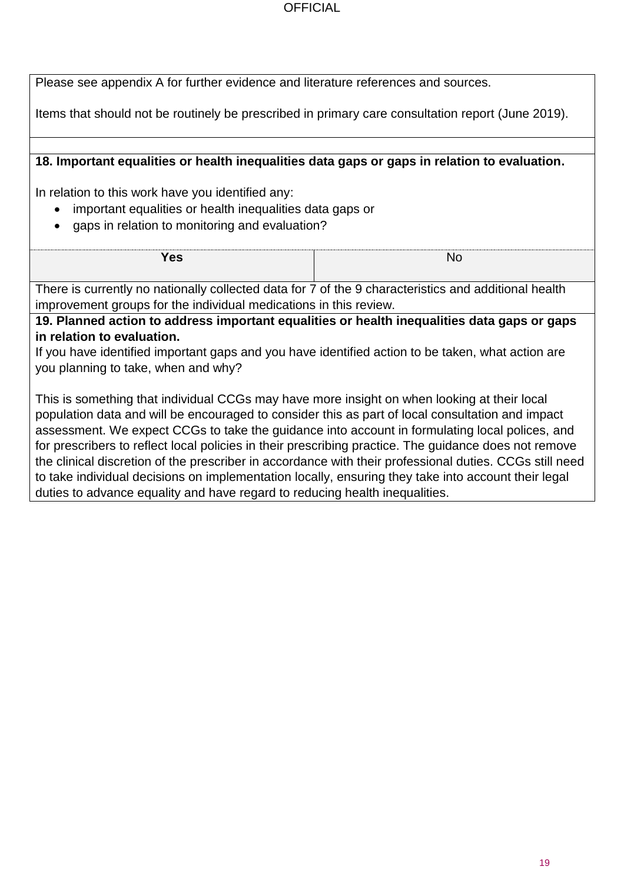Please see appendix A for further evidence and literature references and sources.

Items that should not be routinely be prescribed in primary care consultation report (June 2019).

**18. Important equalities or health inequalities data gaps or gaps in relation to evaluation.**

In relation to this work have you identified any:

- important equalities or health inequalities data gaps or
- gaps in relation to monitoring and evaluation?

| **Yes** | No |
|---|---|

There is currently no nationally collected data for 7 of the 9 characteristics and additional health improvement groups for the individual medications in this review.

**19. Planned action to address important equalities or health inequalities data gaps or gaps in relation to evaluation.**

If you have identified important gaps and you have identified action to be taken, what action are you planning to take, when and why?

This is something that individual CCGs may have more insight on when looking at their local population data and will be encouraged to consider this as part of local consultation and impact assessment. We expect CCGs to take the guidance into account in formulating local polices, and for prescribers to reflect local policies in their prescribing practice. The guidance does not remove the clinical discretion of the prescriber in accordance with their professional duties. CCGs still need to take individual decisions on implementation locally, ensuring they take into account their legal duties to advance equality and have regard to reducing health inequalities.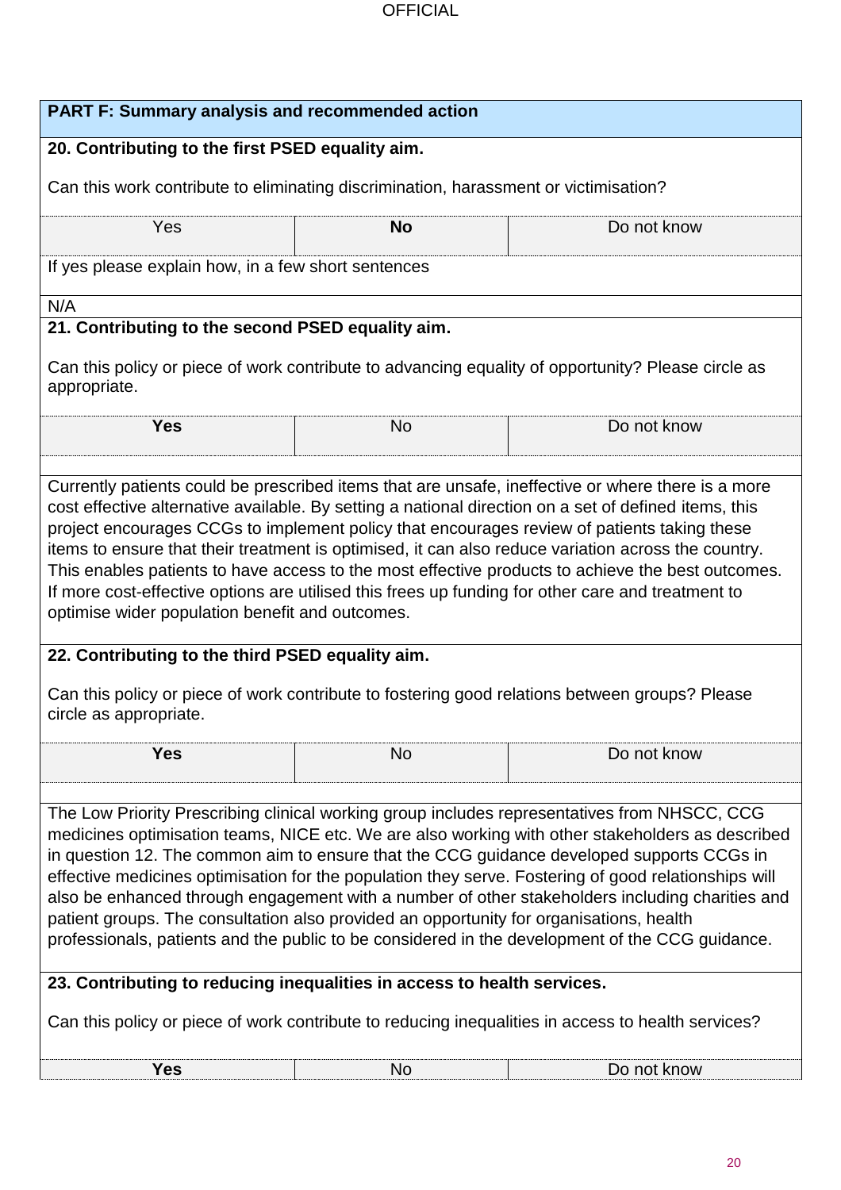**PART F: Summary analysis and recommended action**

**20. Contributing to the first PSED equality aim.**

Can this work contribute to eliminating discrimination, harassment or victimisation?

| Yes | **No** | Do not know |
|---|---|---|

If yes please explain how, in a few short sentences

N/A

**21. Contributing to the second PSED equality aim.**

Can this policy or piece of work contribute to advancing equality of opportunity? Please circle as appropriate.

| **Yes** | No | Do not know |
|---|---|---|

Currently patients could be prescribed items that are unsafe, ineffective or where there is a more cost effective alternative available. By setting a national direction on a set of defined items, this project encourages CCGs to implement policy that encourages review of patients taking these items to ensure that their treatment is optimised, it can also reduce variation across the country. This enables patients to have access to the most effective products to achieve the best outcomes. If more cost-effective options are utilised this frees up funding for other care and treatment to optimise wider population benefit and outcomes.

**22. Contributing to the third PSED equality aim.**

Can this policy or piece of work contribute to fostering good relations between groups? Please circle as appropriate.

| **Yes** | No | Do not know |
|---|---|---|

The Low Priority Prescribing clinical working group includes representatives from NHSCC, CCG medicines optimisation teams, NICE etc. We are also working with other stakeholders as described in question 12. The common aim to ensure that the CCG guidance developed supports CCGs in effective medicines optimisation for the population they serve. Fostering of good relationships will also be enhanced through engagement with a number of other stakeholders including charities and patient groups. The consultation also provided an opportunity for organisations, health professionals, patients and the public to be considered in the development of the CCG guidance.

**23. Contributing to reducing inequalities in access to health services.**

Can this policy or piece of work contribute to reducing inequalities in access to health services?

| **Yes** | No | Do not know |
|---|---|---|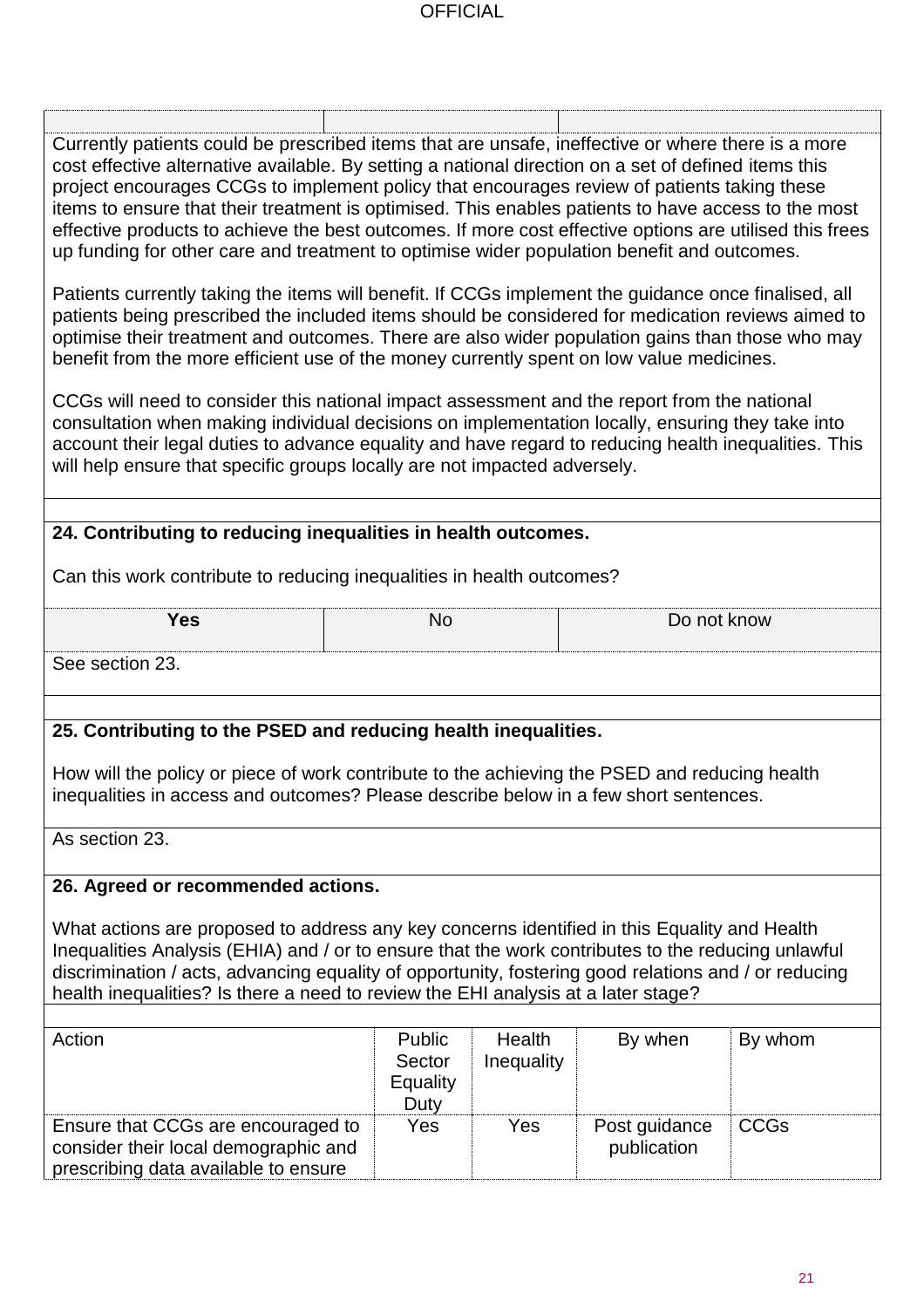Currently patients could be prescribed items that are unsafe, ineffective or where there is a more cost effective alternative available. By setting a national direction on a set of defined items this project encourages CCGs to implement policy that encourages review of patients taking these items to ensure that their treatment is optimised. This enables patients to have access to the most effective products to achieve the best outcomes. If more cost effective options are utilised this frees up funding for other care and treatment to optimise wider population benefit and outcomes.

Patients currently taking the items will benefit. If CCGs implement the guidance once finalised, all patients being prescribed the included items should be considered for medication reviews aimed to optimise their treatment and outcomes. There are also wider population gains than those who may benefit from the more efficient use of the money currently spent on low value medicines.

CCGs will need to consider this national impact assessment and the report from the national consultation when making individual decisions on implementation locally, ensuring they take into account their legal duties to advance equality and have regard to reducing health inequalities. This will help ensure that specific groups locally are not impacted adversely.

**24. Contributing to reducing inequalities in health outcomes.**

Can this work contribute to reducing inequalities in health outcomes?

| **Yes** | No | Do not know |
|---|---|---|

See section 23.

**25. Contributing to the PSED and reducing health inequalities.**

How will the policy or piece of work contribute to the achieving the PSED and reducing health inequalities in access and outcomes? Please describe below in a few short sentences.

As section 23.

**26. Agreed or recommended actions.**

What actions are proposed to address any key concerns identified in this Equality and Health Inequalities Analysis (EHIA) and / or to ensure that the work contributes to the reducing unlawful discrimination / acts, advancing equality of opportunity, fostering good relations and / or reducing health inequalities? Is there a need to review the EHI analysis at a later stage?

| Action | Public Sector Equality Duty | Health Inequality | By when | By whom |
|---|---|---|---|---|
| Ensure that CCGs are encouraged to consider their local demographic and prescribing data available to ensure | Yes | Yes | Post guidance publication | CCGs |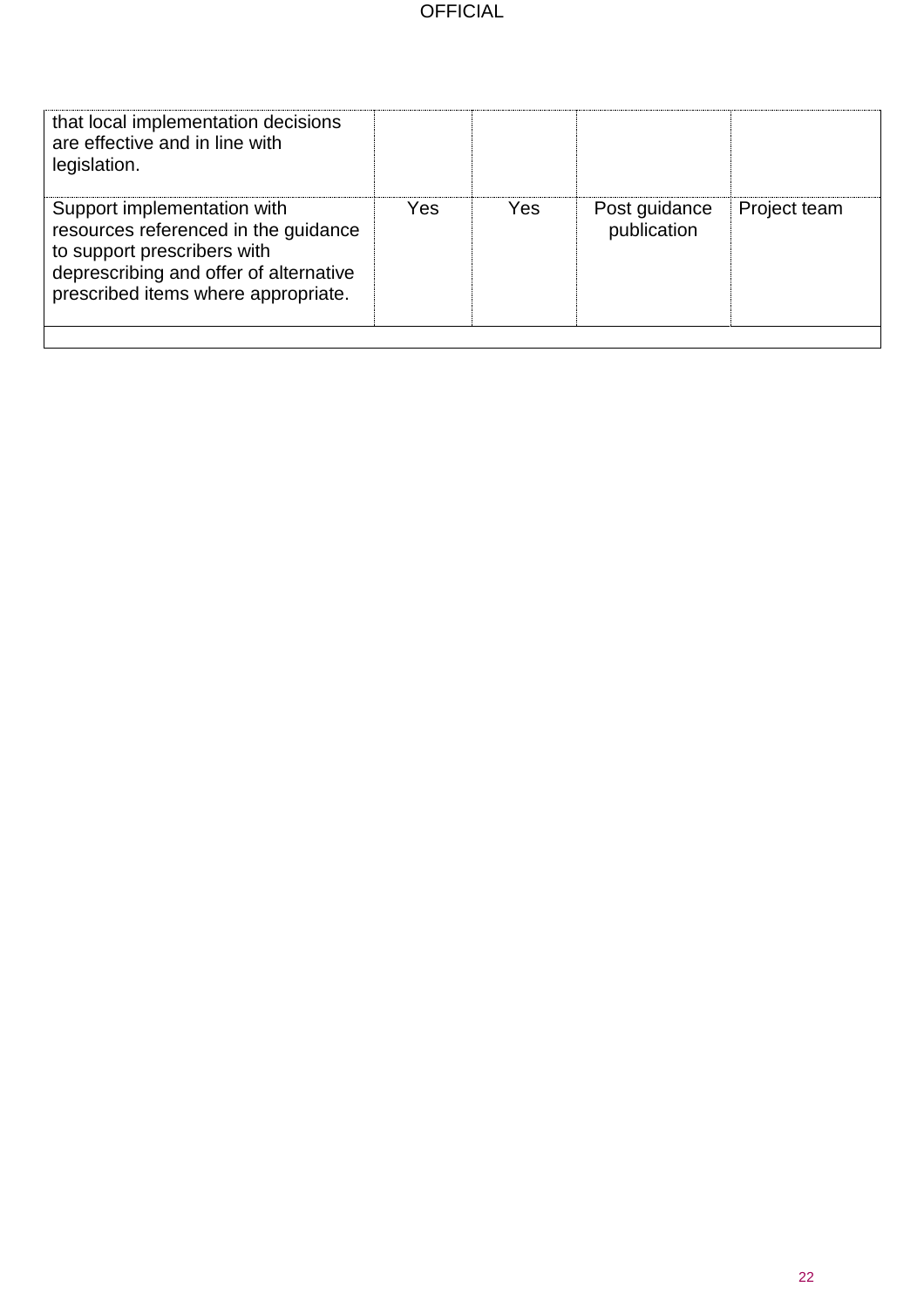| | | | | |
|---|---|---|---|---|
| that local implementation decisions are effective and in line with legislation. | | | | |
| Support implementation with resources referenced in the guidance to support prescribers with deprescribing and offer of alternative prescribed items where appropriate. | Yes | Yes | Post guidance publication | Project team |
| | | | | |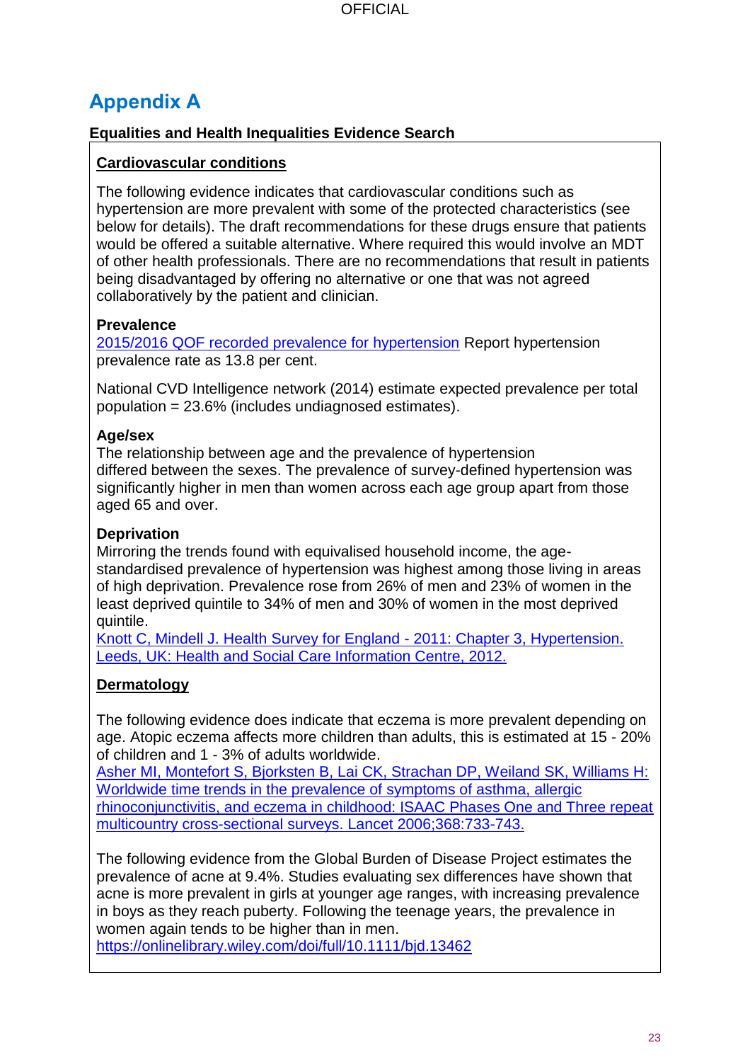# Appendix A

**Equalities and Health Inequalities Evidence Search**

**Cardiovascular conditions**

The following evidence indicates that cardiovascular conditions such as hypertension are more prevalent with some of the protected characteristics (see below for details). The draft recommendations for these drugs ensure that patients would be offered a suitable alternative. Where required this would involve an MDT of other health professionals. There are no recommendations that result in patients being disadvantaged by offering no alternative or one that was not agreed collaboratively by the patient and clinician.

**Prevalence**

2015/2016 QOF recorded prevalence for hypertension Report hypertension prevalence rate as 13.8 per cent.

National CVD Intelligence network (2014) estimate expected prevalence per total population = 23.6% (includes undiagnosed estimates).

**Age/sex**

The relationship between age and the prevalence of hypertension differed between the sexes. The prevalence of survey-defined hypertension was significantly higher in men than women across each age group apart from those aged 65 and over.

**Deprivation**

Mirroring the trends found with equivalised household income, the age-standardised prevalence of hypertension was highest among those living in areas of high deprivation. Prevalence rose from 26% of men and 23% of women in the least deprived quintile to 34% of men and 30% of women in the most deprived quintile.

Knott C, Mindell J. Health Survey for England - 2011: Chapter 3, Hypertension. Leeds, UK: Health and Social Care Information Centre, 2012.

**Dermatology**

The following evidence does indicate that eczema is more prevalent depending on age. Atopic eczema affects more children than adults, this is estimated at 15 - 20% of children and 1 - 3% of adults worldwide.

Asher MI, Montefort S, Bjorksten B, Lai CK, Strachan DP, Weiland SK, Williams H: Worldwide time trends in the prevalence of symptoms of asthma, allergic rhinoconjunctivitis, and eczema in childhood: ISAAC Phases One and Three repeat multicountry cross-sectional surveys. Lancet 2006;368:733-743.

The following evidence from the Global Burden of Disease Project estimates the prevalence of acne at 9.4%. Studies evaluating sex differences have shown that acne is more prevalent in girls at younger age ranges, with increasing prevalence in boys as they reach puberty. Following the teenage years, the prevalence in women again tends to be higher than in men.

https://onlinelibrary.wiley.com/doi/full/10.1111/bjd.13462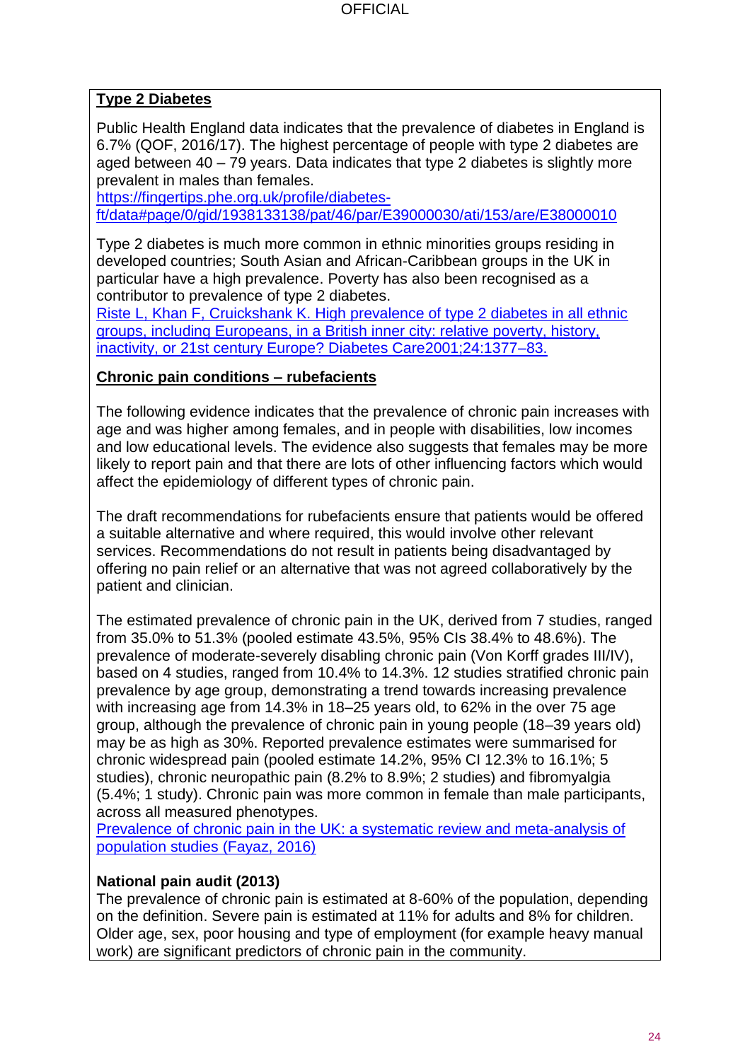**Type 2 Diabetes**

Public Health England data indicates that the prevalence of diabetes in England is 6.7% (QOF, 2016/17). The highest percentage of people with type 2 diabetes are aged between 40 – 79 years. Data indicates that type 2 diabetes is slightly more prevalent in males than females.
[https://fingertips.phe.org.uk/profile/diabetes-ft/data#page/0/gid/1938133138/pat/46/par/E39000030/ati/153/are/E38000010](https://fingertips.phe.org.uk/profile/diabetes-ft/data#page/0/gid/1938133138/pat/46/par/E39000030/ati/153/are/E38000010)

Type 2 diabetes is much more common in ethnic minorities groups residing in developed countries; South Asian and African-Caribbean groups in the UK in particular have a high prevalence. Poverty has also been recognised as a contributor to prevalence of type 2 diabetes.
Riste L, Khan F, Cruickshank K. High prevalence of type 2 diabetes in all ethnic groups, including Europeans, in a British inner city: relative poverty, history, inactivity, or 21st century Europe? Diabetes Care2001;24:1377–83.

**Chronic pain conditions – rubefacients**

The following evidence indicates that the prevalence of chronic pain increases with age and was higher among females, and in people with disabilities, low incomes and low educational levels. The evidence also suggests that females may be more likely to report pain and that there are lots of other influencing factors which would affect the epidemiology of different types of chronic pain.

The draft recommendations for rubefacients ensure that patients would be offered a suitable alternative and where required, this would involve other relevant services. Recommendations do not result in patients being disadvantaged by offering no pain relief or an alternative that was not agreed collaboratively by the patient and clinician.

The estimated prevalence of chronic pain in the UK, derived from 7 studies, ranged from 35.0% to 51.3% (pooled estimate 43.5%, 95% CIs 38.4% to 48.6%). The prevalence of moderate-severely disabling chronic pain (Von Korff grades III/IV), based on 4 studies, ranged from 10.4% to 14.3%. 12 studies stratified chronic pain prevalence by age group, demonstrating a trend towards increasing prevalence with increasing age from 14.3% in 18–25 years old, to 62% in the over 75 age group, although the prevalence of chronic pain in young people (18–39 years old) may be as high as 30%. Reported prevalence estimates were summarised for chronic widespread pain (pooled estimate 14.2%, 95% CI 12.3% to 16.1%; 5 studies), chronic neuropathic pain (8.2% to 8.9%; 2 studies) and fibromyalgia (5.4%; 1 study). Chronic pain was more common in female than male participants, across all measured phenotypes.
Prevalence of chronic pain in the UK: a systematic review and meta-analysis of population studies (Fayaz, 2016)

**National pain audit (2013)**
The prevalence of chronic pain is estimated at 8-60% of the population, depending on the definition. Severe pain is estimated at 11% for adults and 8% for children. Older age, sex, poor housing and type of employment (for example heavy manual work) are significant predictors of chronic pain in the community.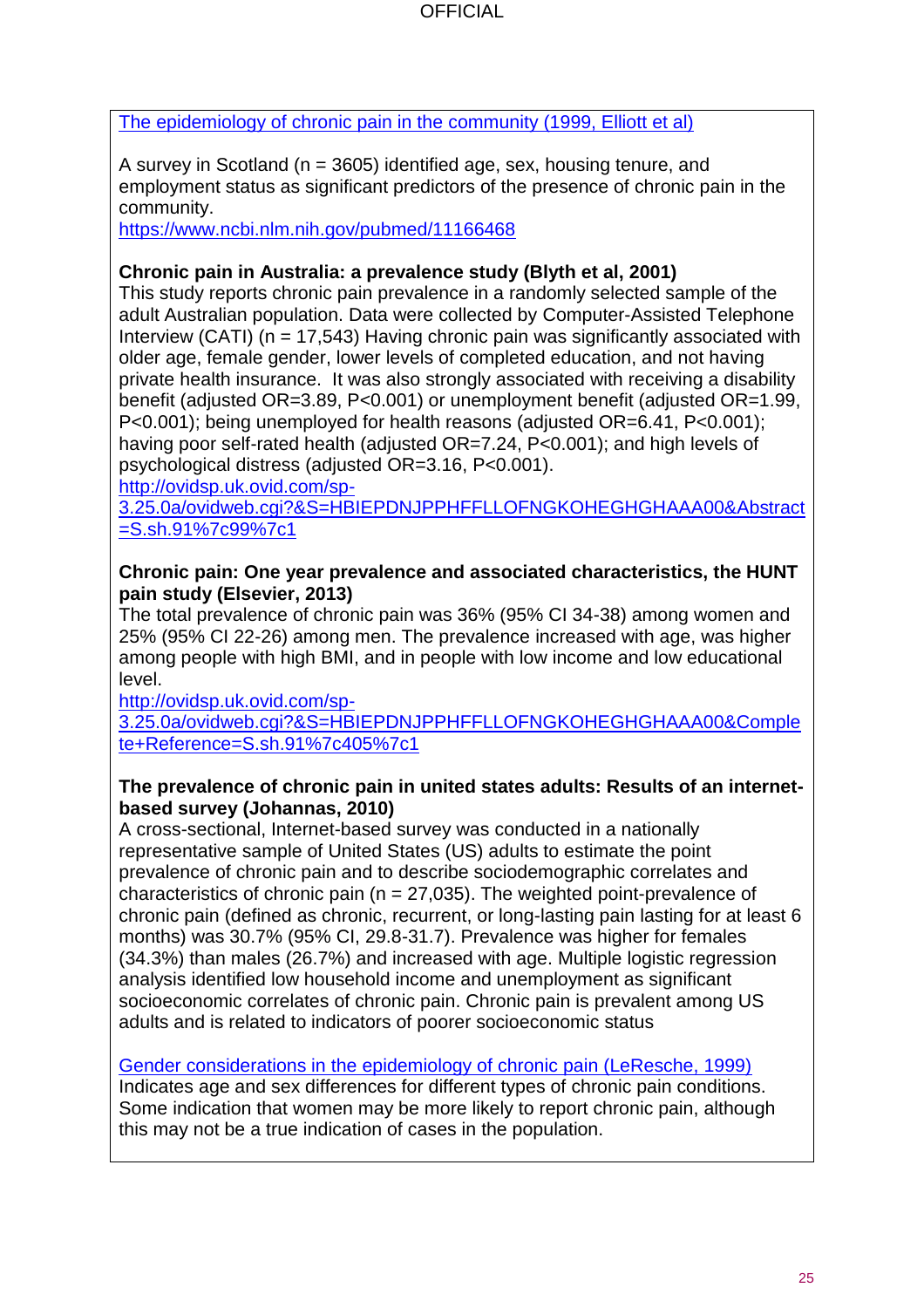[The epidemiology of chronic pain in the community (1999, Elliott et al)](https://www.ncbi.nlm.nih.gov/pubmed/11166468)

A survey in Scotland (n = 3605) identified age, sex, housing tenure, and employment status as significant predictors of the presence of chronic pain in the community.
https://www.ncbi.nlm.nih.gov/pubmed/11166468

**Chronic pain in Australia: a prevalence study (Blyth et al, 2001)**
This study reports chronic pain prevalence in a randomly selected sample of the adult Australian population. Data were collected by Computer-Assisted Telephone Interview (CATI) (n = 17,543) Having chronic pain was significantly associated with older age, female gender, lower levels of completed education, and not having private health insurance. It was also strongly associated with receiving a disability benefit (adjusted OR=3.89, P<0.001) or unemployment benefit (adjusted OR=1.99, P<0.001); being unemployed for health reasons (adjusted OR=6.41, P<0.001); having poor self-rated health (adjusted OR=7.24, P<0.001); and high levels of psychological distress (adjusted OR=3.16, P<0.001).
http://ovidsp.uk.ovid.com/sp-3.25.0a/ovidweb.cgi?&S=HBIEPDNJPPHFFLLOFNGKOHEGHGHAAA00&Abstract=S.sh.91%7c99%7c1

**Chronic pain: One year prevalence and associated characteristics, the HUNT pain study (Elsevier, 2013)**
The total prevalence of chronic pain was 36% (95% CI 34-38) among women and 25% (95% CI 22-26) among men. The prevalence increased with age, was higher among people with high BMI, and in people with low income and low educational level.
http://ovidsp.uk.ovid.com/sp-3.25.0a/ovidweb.cgi?&S=HBIEPDNJPPHFFLLOFNGKOHEGHGHAAA00&Complete+Reference=S.sh.91%7c405%7c1

**The prevalence of chronic pain in united states adults: Results of an internet-based survey (Johannas, 2010)**
A cross-sectional, Internet-based survey was conducted in a nationally representative sample of United States (US) adults to estimate the point prevalence of chronic pain and to describe sociodemographic correlates and characteristics of chronic pain (n = 27,035). The weighted point-prevalence of chronic pain (defined as chronic, recurrent, or long-lasting pain lasting for at least 6 months) was 30.7% (95% CI, 29.8-31.7). Prevalence was higher for females (34.3%) than males (26.7%) and increased with age. Multiple logistic regression analysis identified low household income and unemployment as significant socioeconomic correlates of chronic pain. Chronic pain is prevalent among US adults and is related to indicators of poorer socioeconomic status

Gender considerations in the epidemiology of chronic pain (LeResche, 1999)
Indicates age and sex differences for different types of chronic pain conditions. Some indication that women may be more likely to report chronic pain, although this may not be a true indication of cases in the population.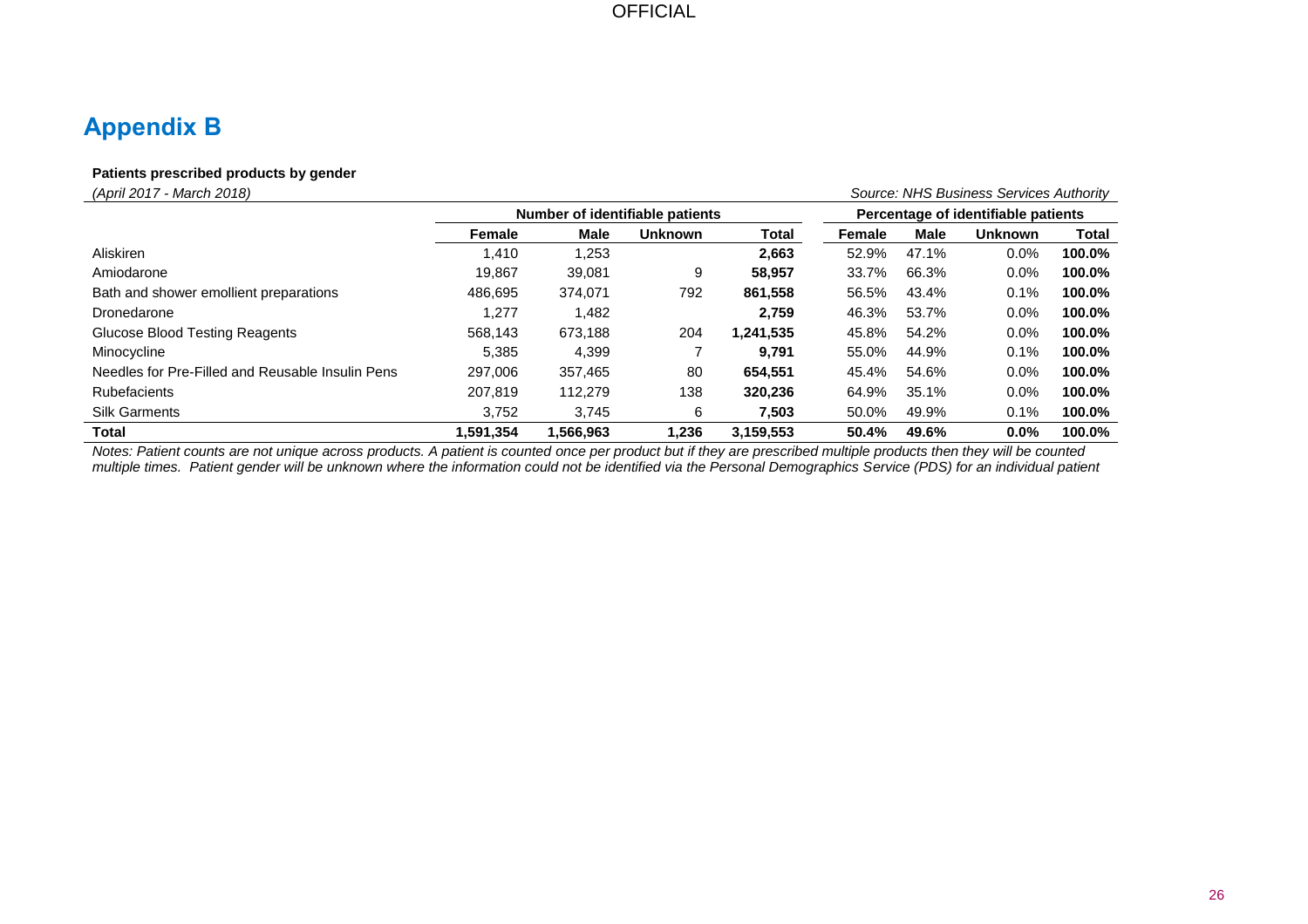# Appendix B

**Patients prescribed products by gender**

*(April 2017 - March 2018)* *Source: NHS Business Services Authority*

| | Number of identifiable patients | | | | Percentage of identifiable patients | | | |
|---|---|---|---|---|---|---|---|---|
| | **Female** | **Male** | **Unknown** | **Total** | **Female** | **Male** | **Unknown** | **Total** |
| Aliskiren | 1,410 | 1,253 | | **2,663** | 52.9% | 47.1% | 0.0% | **100.0%** |
| Amiodarone | 19,867 | 39,081 | 9 | **58,957** | 33.7% | 66.3% | 0.0% | **100.0%** |
| Bath and shower emollient preparations | 486,695 | 374,071 | 792 | **861,558** | 56.5% | 43.4% | 0.1% | **100.0%** |
| Dronedarone | 1,277 | 1,482 | | **2,759** | 46.3% | 53.7% | 0.0% | **100.0%** |
| Glucose Blood Testing Reagents | 568,143 | 673,188 | 204 | **1,241,535** | 45.8% | 54.2% | 0.0% | **100.0%** |
| Minocycline | 5,385 | 4,399 | 7 | **9,791** | 55.0% | 44.9% | 0.1% | **100.0%** |
| Needles for Pre-Filled and Reusable Insulin Pens | 297,006 | 357,465 | 80 | **654,551** | 45.4% | 54.6% | 0.0% | **100.0%** |
| Rubefacients | 207,819 | 112,279 | 138 | **320,236** | 64.9% | 35.1% | 0.0% | **100.0%** |
| Silk Garments | 3,752 | 3,745 | 6 | **7,503** | 50.0% | 49.9% | 0.1% | **100.0%** |
| **Total** | **1,591,354** | **1,566,963** | **1,236** | **3,159,553** | **50.4%** | **49.6%** | **0.0%** | **100.0%** |

*Notes: Patient counts are not unique across products. A patient is counted once per product but if they are prescribed multiple products then they will be counted multiple times. Patient gender will be unknown where the information could not be identified via the Personal Demographics Service (PDS) for an individual patient*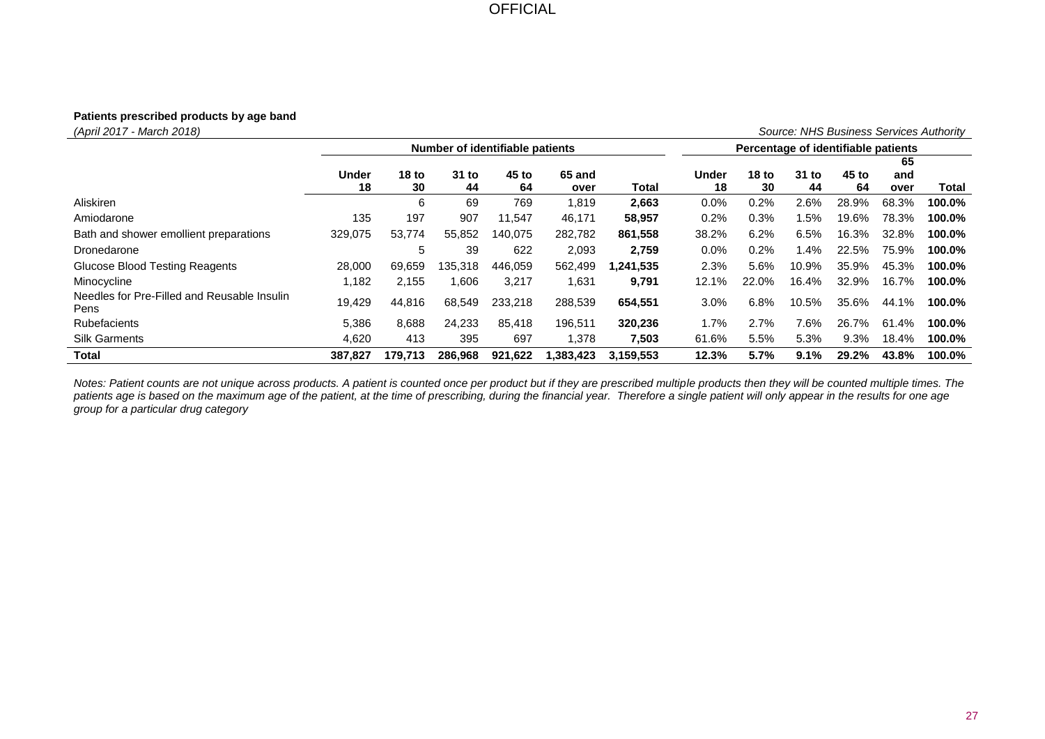OFFICIAL

**Patients prescribed products by age band**

*(April 2017 - March 2018)* *Source: NHS Business Services Authority*

| | Number of identifiable patients | | | | | | Percentage of identifiable patients | | | | | |
|---|---|---|---|---|---|---|---|---|---|---|---|---|
| | **Under 18** | **18 to 30** | **31 to 44** | **45 to 64** | **65 and over** | **Total** | **Under 18** | **18 to 30** | **31 to 44** | **45 to 64** | **65 and over** | **Total** |
| Aliskiren | | 6 | 69 | 769 | 1,819 | **2,663** | 0.0% | 0.2% | 2.6% | 28.9% | 68.3% | **100.0%** |
| Amiodarone | 135 | 197 | 907 | 11,547 | 46,171 | **58,957** | 0.2% | 0.3% | 1.5% | 19.6% | 78.3% | **100.0%** |
| Bath and shower emollient preparations | 329,075 | 53,774 | 55,852 | 140,075 | 282,782 | **861,558** | 38.2% | 6.2% | 6.5% | 16.3% | 32.8% | **100.0%** |
| Dronedarone | | 5 | 39 | 622 | 2,093 | **2,759** | 0.0% | 0.2% | 1.4% | 22.5% | 75.9% | **100.0%** |
| Glucose Blood Testing Reagents | 28,000 | 69,659 | 135,318 | 446,059 | 562,499 | **1,241,535** | 2.3% | 5.6% | 10.9% | 35.9% | 45.3% | **100.0%** |
| Minocycline | 1,182 | 2,155 | 1,606 | 3,217 | 1,631 | **9,791** | 12.1% | 22.0% | 16.4% | 32.9% | 16.7% | **100.0%** |
| Needles for Pre-Filled and Reusable Insulin Pens | 19,429 | 44,816 | 68,549 | 233,218 | 288,539 | **654,551** | 3.0% | 6.8% | 10.5% | 35.6% | 44.1% | **100.0%** |
| Rubefacients | 5,386 | 8,688 | 24,233 | 85,418 | 196,511 | **320,236** | 1.7% | 2.7% | 7.6% | 26.7% | 61.4% | **100.0%** |
| Silk Garments | 4,620 | 413 | 395 | 697 | 1,378 | **7,503** | 61.6% | 5.5% | 5.3% | 9.3% | 18.4% | **100.0%** |
| **Total** | **387,827** | **179,713** | **286,968** | **921,622** | **1,383,423** | **3,159,553** | **12.3%** | **5.7%** | **9.1%** | **29.2%** | **43.8%** | **100.0%** |

*Notes: Patient counts are not unique across products. A patient is counted once per product but if they are prescribed multiple products then they will be counted multiple times. The patients age is based on the maximum age of the patient, at the time of prescribing, during the financial year. Therefore a single patient will only appear in the results for one age group for a particular drug category*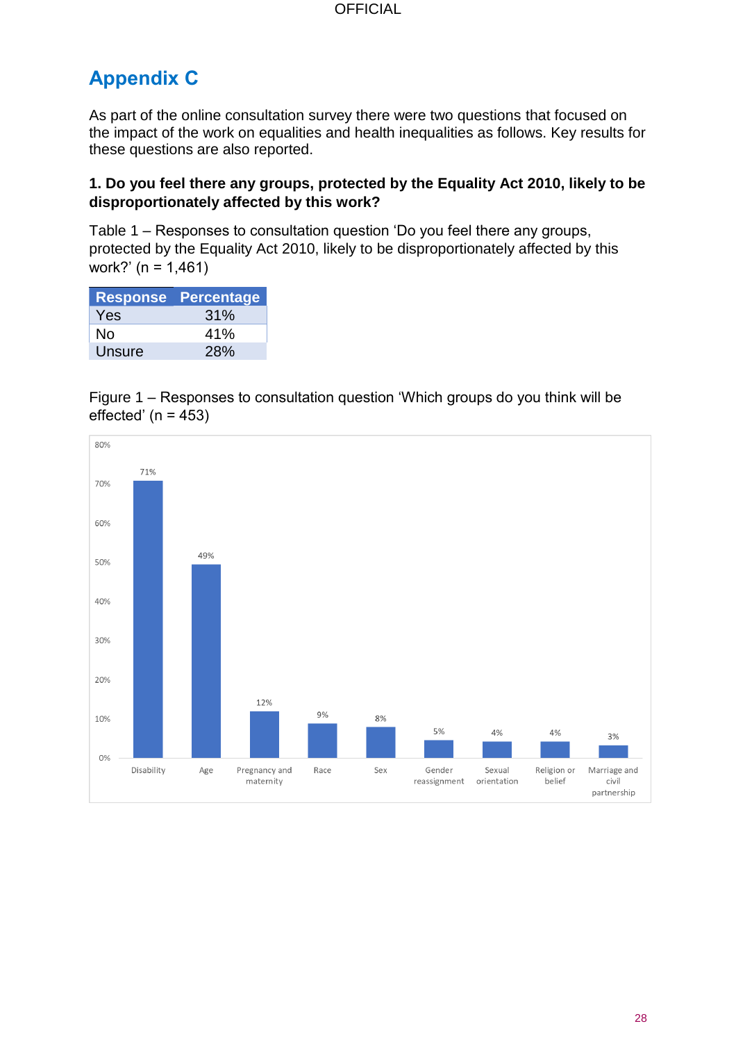## Appendix C

As part of the online consultation survey there were two questions that focused on the impact of the work on equalities and health inequalities as follows. Key results for these questions are also reported.

**1. Do you feel there any groups, protected by the Equality Act 2010, likely to be disproportionately affected by this work?**

Table 1 – Responses to consultation question 'Do you feel there any groups, protected by the Equality Act 2010, likely to be disproportionately affected by this work?' (n = 1,461)

| Response | Percentage |
|---|---|
| Yes | 31% |
| No | 41% |
| Unsure | 28% |

Figure 1 – Responses to consultation question 'Which groups do you think will be effected' (n = 453)

| Group | Percentage |
|---|---|
| Disability | 71% |
| Age | 49% |
| Pregnancy and maternity | 12% |
| Race | 9% |
| Sex | 8% |
| Gender reassignment | 5% |
| Sexual orientation | 4% |
| Religion or belief | 4% |
| Marriage and civil partnership | 3% |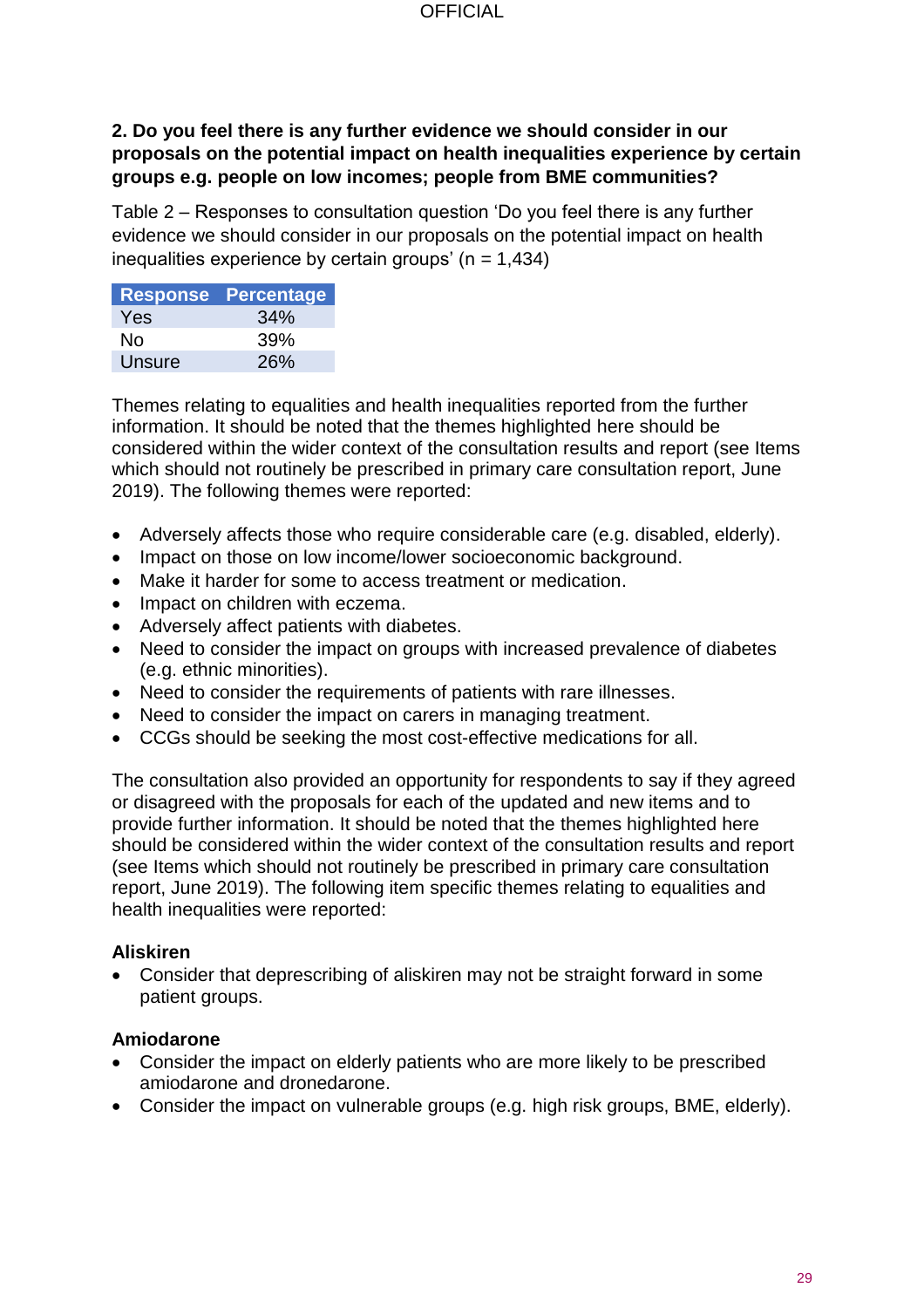**2. Do you feel there is any further evidence we should consider in our proposals on the potential impact on health inequalities experience by certain groups e.g. people on low incomes; people from BME communities?**

Table 2 – Responses to consultation question 'Do you feel there is any further evidence we should consider in our proposals on the potential impact on health inequalities experience by certain groups' (n = 1,434)

| Response | Percentage |
|---|---|
| Yes | 34% |
| No | 39% |
| Unsure | 26% |

Themes relating to equalities and health inequalities reported from the further information. It should be noted that the themes highlighted here should be considered within the wider context of the consultation results and report (see Items which should not routinely be prescribed in primary care consultation report, June 2019). The following themes were reported:

- Adversely affects those who require considerable care (e.g. disabled, elderly).
- Impact on those on low income/lower socioeconomic background.
- Make it harder for some to access treatment or medication.
- Impact on children with eczema.
- Adversely affect patients with diabetes.
- Need to consider the impact on groups with increased prevalence of diabetes (e.g. ethnic minorities).
- Need to consider the requirements of patients with rare illnesses.
- Need to consider the impact on carers in managing treatment.
- CCGs should be seeking the most cost-effective medications for all.

The consultation also provided an opportunity for respondents to say if they agreed or disagreed with the proposals for each of the updated and new items and to provide further information. It should be noted that the themes highlighted here should be considered within the wider context of the consultation results and report (see Items which should not routinely be prescribed in primary care consultation report, June 2019). The following item specific themes relating to equalities and health inequalities were reported:

**Aliskiren**

- Consider that deprescribing of aliskiren may not be straight forward in some patient groups.

**Amiodarone**

- Consider the impact on elderly patients who are more likely to be prescribed amiodarone and dronedarone.
- Consider the impact on vulnerable groups (e.g. high risk groups, BME, elderly).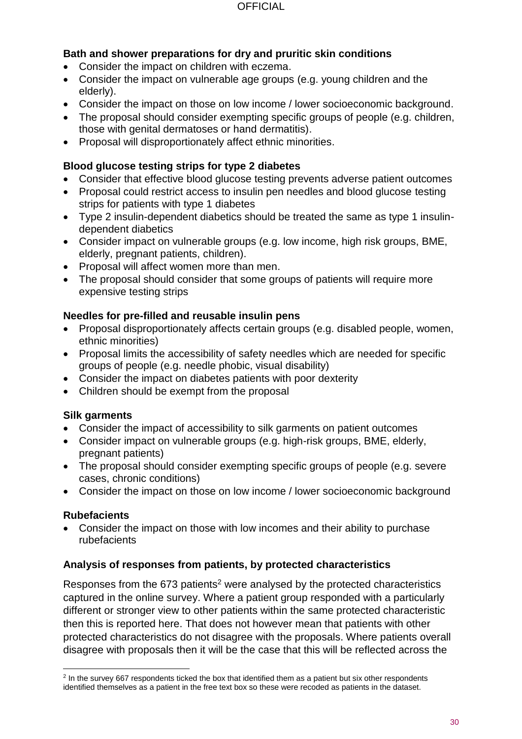**Bath and shower preparations for dry and pruritic skin conditions**

- Consider the impact on children with eczema.
- Consider the impact on vulnerable age groups (e.g. young children and the elderly).
- Consider the impact on those on low income / lower socioeconomic background.
- The proposal should consider exempting specific groups of people (e.g. children, those with genital dermatoses or hand dermatitis).
- Proposal will disproportionately affect ethnic minorities.

**Blood glucose testing strips for type 2 diabetes**

- Consider that effective blood glucose testing prevents adverse patient outcomes
- Proposal could restrict access to insulin pen needles and blood glucose testing strips for patients with type 1 diabetes
- Type 2 insulin-dependent diabetics should be treated the same as type 1 insulin-dependent diabetics
- Consider impact on vulnerable groups (e.g. low income, high risk groups, BME, elderly, pregnant patients, children).
- Proposal will affect women more than men.
- The proposal should consider that some groups of patients will require more expensive testing strips

**Needles for pre-filled and reusable insulin pens**

- Proposal disproportionately affects certain groups (e.g. disabled people, women, ethnic minorities)
- Proposal limits the accessibility of safety needles which are needed for specific groups of people (e.g. needle phobic, visual disability)
- Consider the impact on diabetes patients with poor dexterity
- Children should be exempt from the proposal

**Silk garments**

- Consider the impact of accessibility to silk garments on patient outcomes
- Consider impact on vulnerable groups (e.g. high-risk groups, BME, elderly, pregnant patients)
- The proposal should consider exempting specific groups of people (e.g. severe cases, chronic conditions)
- Consider the impact on those on low income / lower socioeconomic background

**Rubefacients**

- Consider the impact on those with low incomes and their ability to purchase rubefacients

**Analysis of responses from patients, by protected characteristics**

Responses from the 673 patients[2] were analysed by the protected characteristics captured in the online survey. Where a patient group responded with a particularly different or stronger view to other patients within the same protected characteristic then this is reported here. That does not however mean that patients with other protected characteristics do not disagree with the proposals. Where patients overall disagree with proposals then it will be the case that this will be reflected across the

[2] In the survey 667 respondents ticked the box that identified them as a patient but six other respondents identified themselves as a patient in the free text box so these were recoded as patients in the dataset.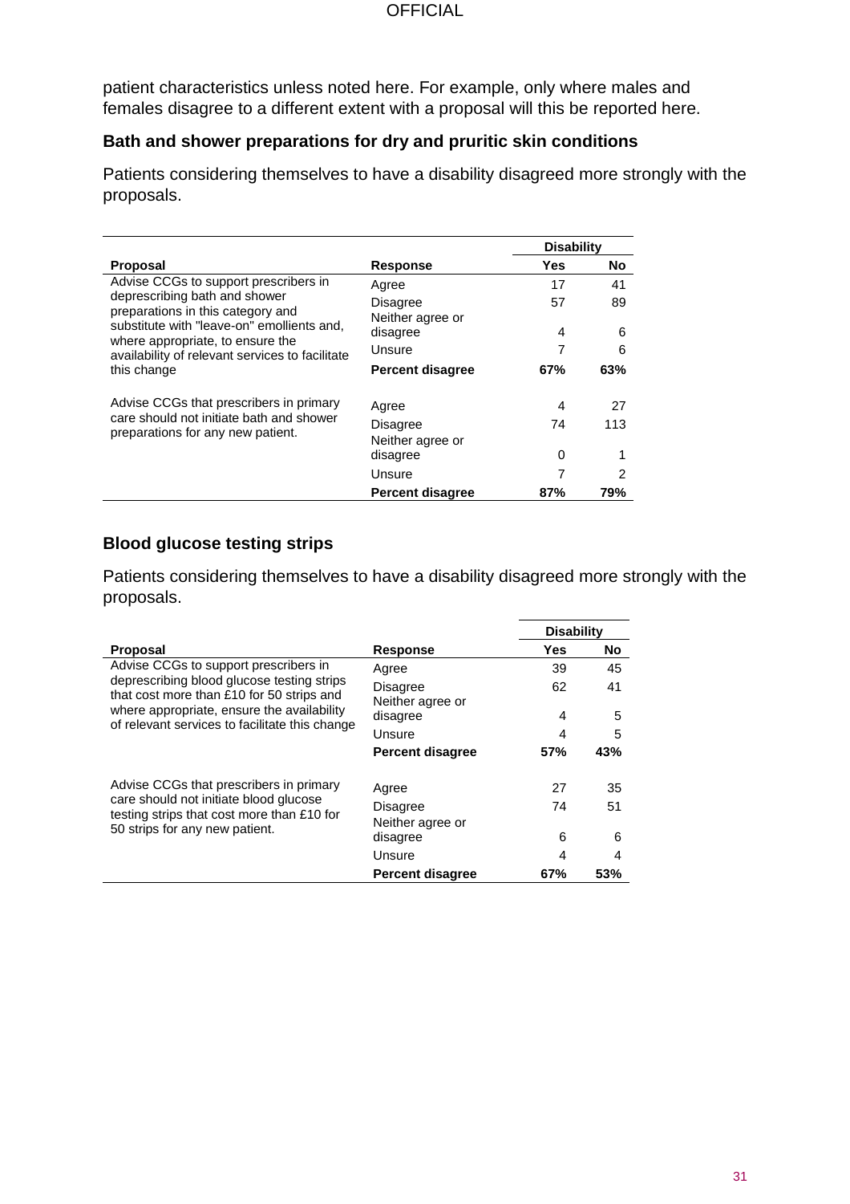patient characteristics unless noted here. For example, only where males and females disagree to a different extent with a proposal will this be reported here.

### Bath and shower preparations for dry and pruritic skin conditions

Patients considering themselves to have a disability disagreed more strongly with the proposals.

| | | Disability | |
|---|---|---|---|
| **Proposal** | **Response** | **Yes** | **No** |
| Advise CCGs to support prescribers in deprescribing bath and shower preparations in this category and substitute with "leave-on" emollients and, where appropriate, to ensure the availability of relevant services to facilitate this change | Agree | 17 | 41 |
| | Disagree | 57 | 89 |
| | Neither agree or disagree | 4 | 6 |
| | Unsure | 7 | 6 |
| | **Percent disagree** | **67%** | **63%** |
| Advise CCGs that prescribers in primary care should not initiate bath and shower preparations for any new patient. | Agree | 4 | 27 |
| | Disagree | 74 | 113 |
| | Neither agree or disagree | 0 | 1 |
| | Unsure | 7 | 2 |
| | **Percent disagree** | **87%** | **79%** |

### Blood glucose testing strips

Patients considering themselves to have a disability disagreed more strongly with the proposals.

| | | Disability | |
|---|---|---|---|
| **Proposal** | **Response** | **Yes** | **No** |
| Advise CCGs to support prescribers in deprescribing blood glucose testing strips that cost more than £10 for 50 strips and where appropriate, ensure the availability of relevant services to facilitate this change | Agree | 39 | 45 |
| | Disagree | 62 | 41 |
| | Neither agree or disagree | 4 | 5 |
| | Unsure | 4 | 5 |
| | **Percent disagree** | **57%** | **43%** |
| Advise CCGs that prescribers in primary care should not initiate blood glucose testing strips that cost more than £10 for 50 strips for any new patient. | Agree | 27 | 35 |
| | Disagree | 74 | 51 |
| | Neither agree or disagree | 6 | 6 |
| | Unsure | 4 | 4 |
| | **Percent disagree** | **67%** | **53%** |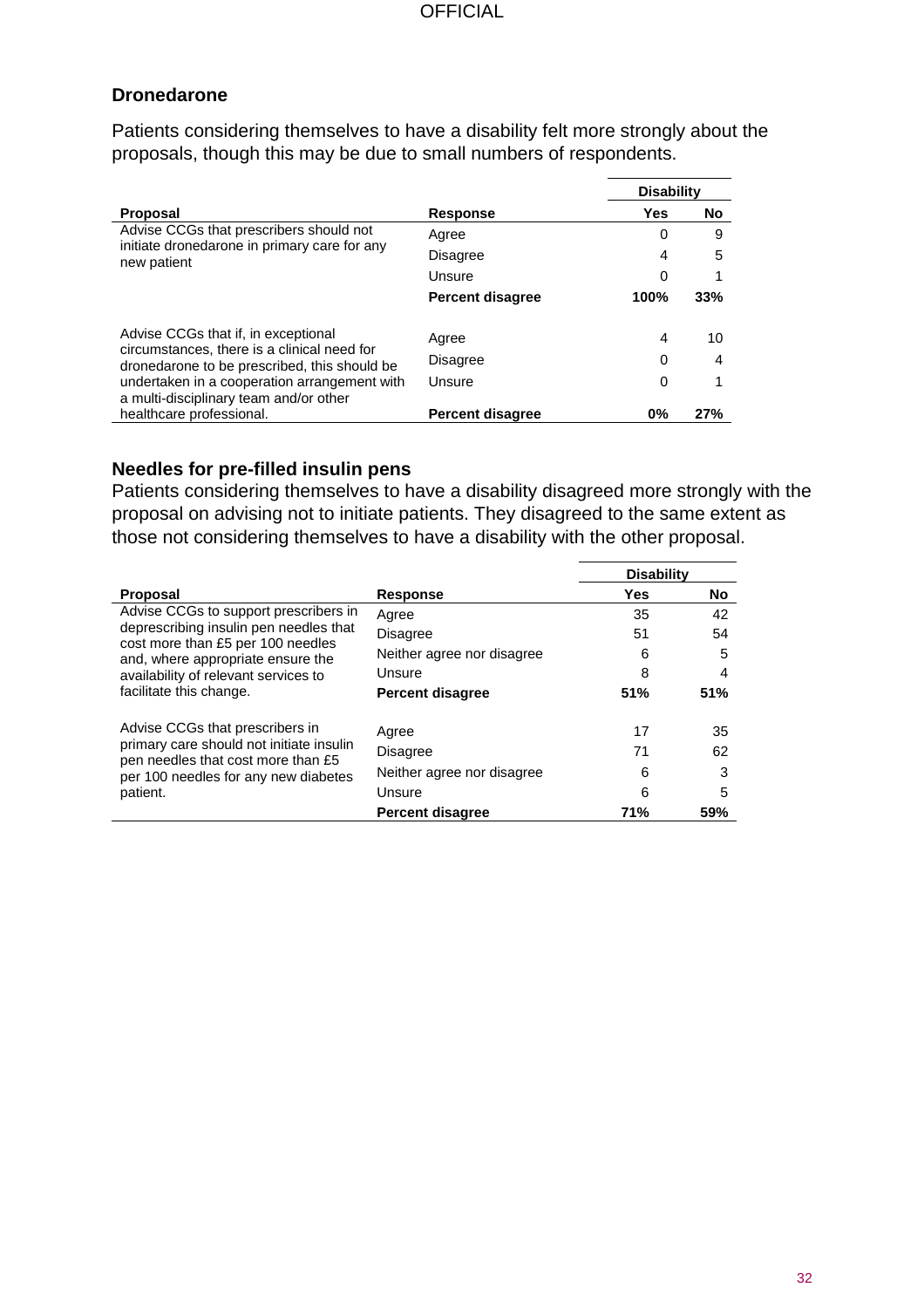### Dronedarone

Patients considering themselves to have a disability felt more strongly about the proposals, though this may be due to small numbers of respondents.

| | | Disability | |
|---|---|---|---|
| **Proposal** | **Response** | **Yes** | **No** |
| Advise CCGs that prescribers should not initiate dronedarone in primary care for any new patient | Agree | 0 | 9 |
| | Disagree | 4 | 5 |
| | Unsure | 0 | 1 |
| | **Percent disagree** | **100%** | **33%** |
| Advise CCGs that if, in exceptional circumstances, there is a clinical need for dronedarone to be prescribed, this should be undertaken in a cooperation arrangement with a multi-disciplinary team and/or other healthcare professional. | Agree | 4 | 10 |
| | Disagree | 0 | 4 |
| | Unsure | 0 | 1 |
| | **Percent disagree** | **0%** | **27%** |

### Needles for pre-filled insulin pens

Patients considering themselves to have a disability disagreed more strongly with the proposal on advising not to initiate patients. They disagreed to the same extent as those not considering themselves to have a disability with the other proposal.

| | | Disability | |
|---|---|---|---|
| **Proposal** | **Response** | **Yes** | **No** |
| Advise CCGs to support prescribers in deprescribing insulin pen needles that cost more than £5 per 100 needles and, where appropriate ensure the availability of relevant services to facilitate this change. | Agree | 35 | 42 |
| | Disagree | 51 | 54 |
| | Neither agree nor disagree | 6 | 5 |
| | Unsure | 8 | 4 |
| | **Percent disagree** | **51%** | **51%** |
| Advise CCGs that prescribers in primary care should not initiate insulin pen needles that cost more than £5 per 100 needles for any new diabetes patient. | Agree | 17 | 35 |
| | Disagree | 71 | 62 |
| | Neither agree nor disagree | 6 | 3 |
| | Unsure | 6 | 5 |
| | **Percent disagree** | **71%** | **59%** |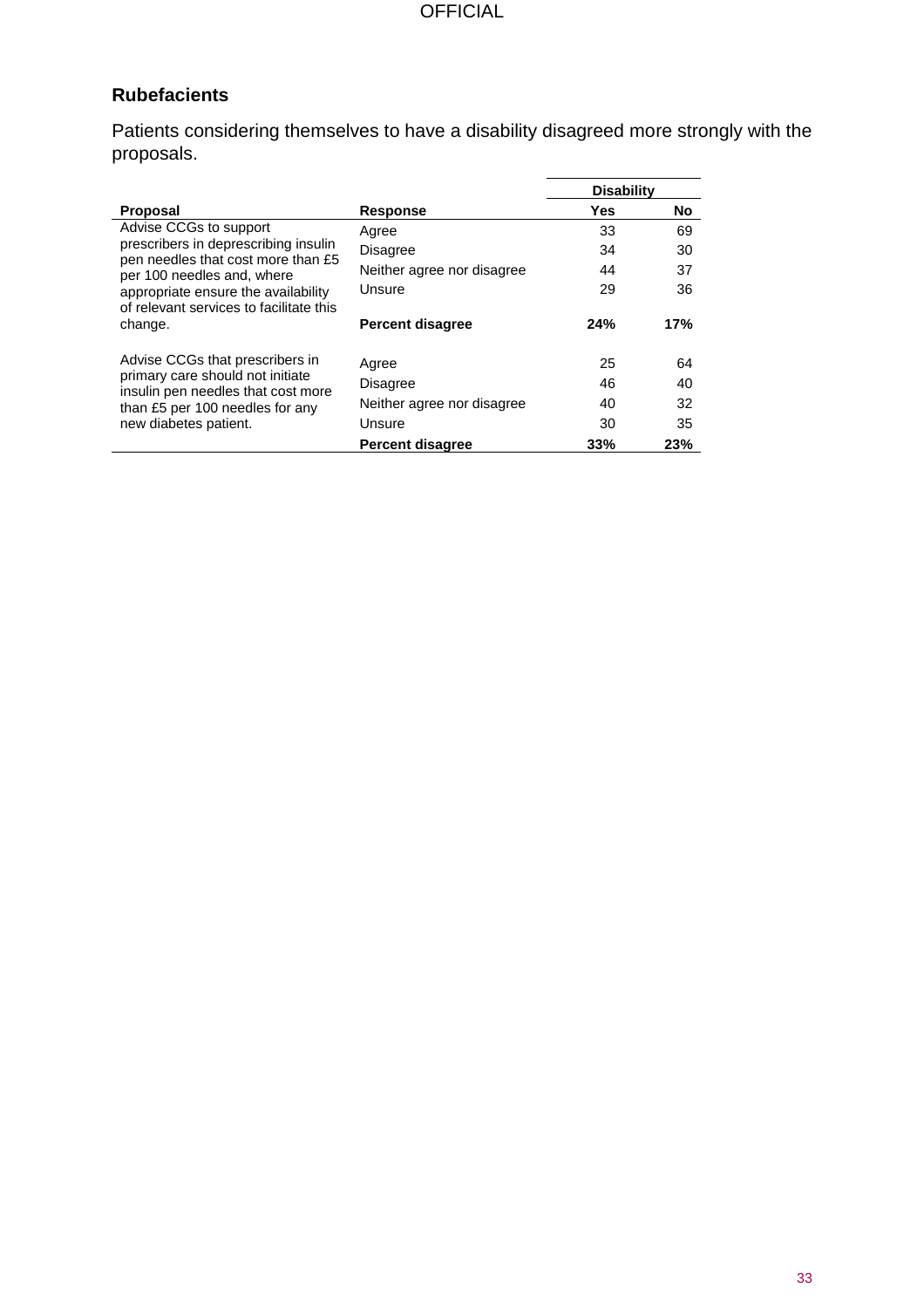### Rubefacients

Patients considering themselves to have a disability disagreed more strongly with the proposals.

| Proposal | Response | Disability | |
|---|---|---|---|
| | | **Yes** | **No** |
| Advise CCGs to support prescribers in deprescribing insulin pen needles that cost more than £5 per 100 needles and, where appropriate ensure the availability of relevant services to facilitate this change. | Agree | 33 | 69 |
| | Disagree | 34 | 30 |
| | Neither agree nor disagree | 44 | 37 |
| | Unsure | 29 | 36 |
| | **Percent disagree** | **24%** | **17%** |
| Advise CCGs that prescribers in primary care should not initiate insulin pen needles that cost more than £5 per 100 needles for any new diabetes patient. | Agree | 25 | 64 |
| | Disagree | 46 | 40 |
| | Neither agree nor disagree | 40 | 32 |
| | Unsure | 30 | 35 |
| | **Percent disagree** | **33%** | **23%** |